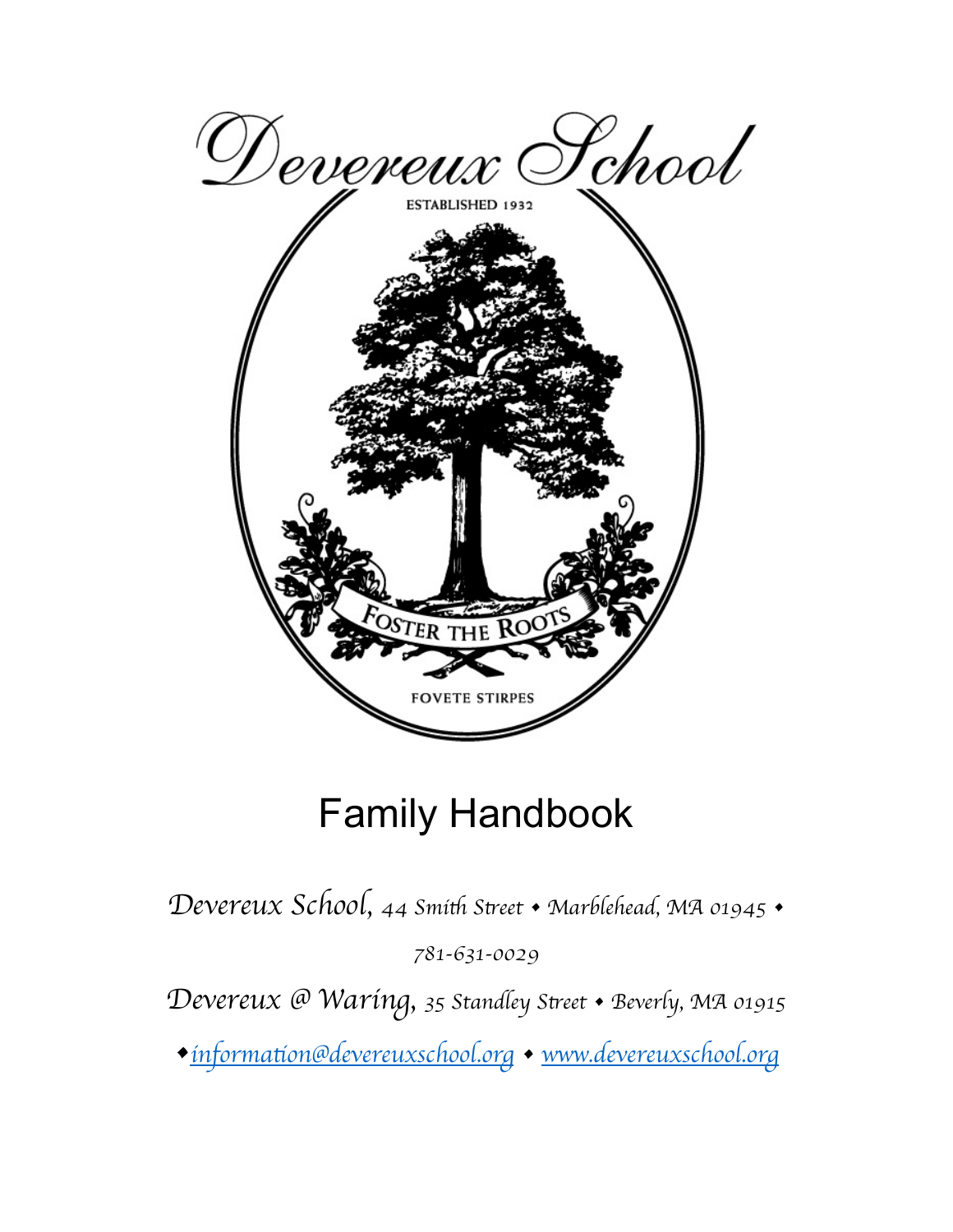# Devereux School

ESTABLISHED 1932

FOSTER THE ROOTS

FOVETE STIRPES

## Family Handbook

*Devereux School, 44 Smith Street • Marblehead, MA 01945 • 781-631-0029*

*Devereux @ Waring, 35 Standley Street • Beverly, MA 01915*

*• information@devereuxschool.org • www.devereuxschool.org*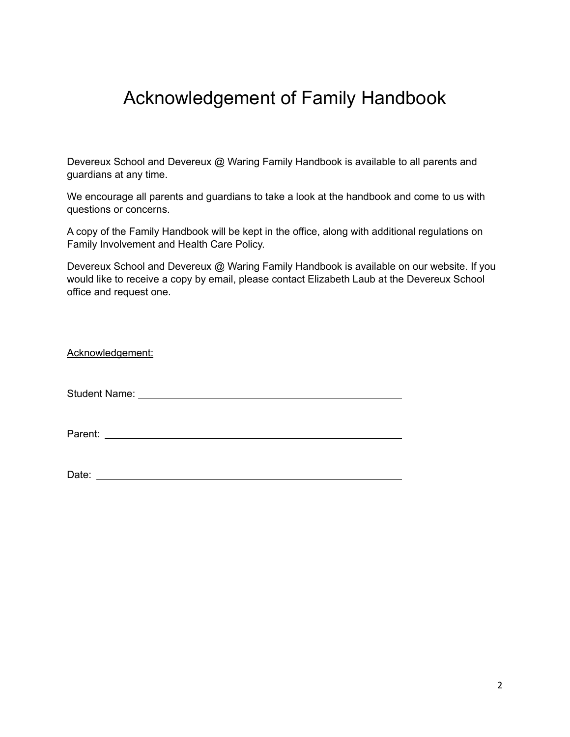# Acknowledgement of Family Handbook

Devereux School and Devereux @ Waring Family Handbook is available to all parents and guardians at any time.

We encourage all parents and guardians to take a look at the handbook and come to us with questions or concerns.

A copy of the Family Handbook will be kept in the office, along with additional regulations on Family Involvement and Health Care Policy.

Devereux School and Devereux @ Waring Family Handbook is available on our website. If you would like to receive a copy by email, please contact Elizabeth Laub at the Devereux School office and request one.

<u>Acknowledgement:</u>

Student Name: ______________________________________________

Parent: ___________________________________________________

Date: _____________________________________________________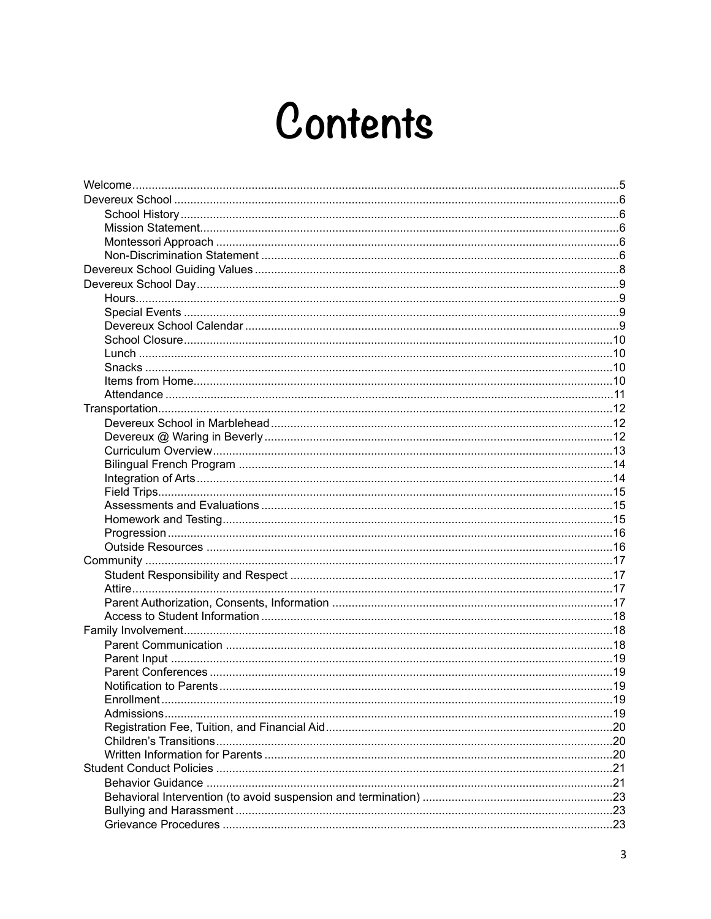# Contents

- Welcome ........ 5
- Devereux School ........ 6
  - School History ........ 6
  - Mission Statement ........ 6
  - Montessori Approach ........ 6
  - Non-Discrimination Statement ........ 6
- Devereux School Guiding Values ........ 8
- Devereux School Day ........ 9
  - Hours ........ 9
  - Special Events ........ 9
  - Devereux School Calendar ........ 9
  - School Closure ........ 10
  - Lunch ........ 10
  - Snacks ........ 10
  - Items from Home ........ 10
  - Attendance ........ 11
- Transportation ........ 12
  - Devereux School in Marblehead ........ 12
  - Devereux @ Waring in Beverly ........ 12
  - Curriculum Overview ........ 13
  - Bilingual French Program ........ 14
  - Integration of Arts ........ 14
  - Field Trips ........ 15
  - Assessments and Evaluations ........ 15
  - Homework and Testing ........ 15
  - Progression ........ 16
  - Outside Resources ........ 16
- Community ........ 17
  - Student Responsibility and Respect ........ 17
  - Attire ........ 17
  - Parent Authorization, Consents, Information ........ 17
  - Access to Student Information ........ 18
- Family Involvement ........ 18
  - Parent Communication ........ 18
  - Parent Input ........ 19
  - Parent Conferences ........ 19
  - Notification to Parents ........ 19
  - Enrollment ........ 19
  - Admissions ........ 19
  - Registration Fee, Tuition, and Financial Aid ........ 20
  - Children's Transitions ........ 20
  - Written Information for Parents ........ 20
- Student Conduct Policies ........ 21
  - Behavior Guidance ........ 21
  - Behavioral Intervention (to avoid suspension and termination) ........ 23
  - Bullying and Harassment ........ 23
  - Grievance Procedures ........ 23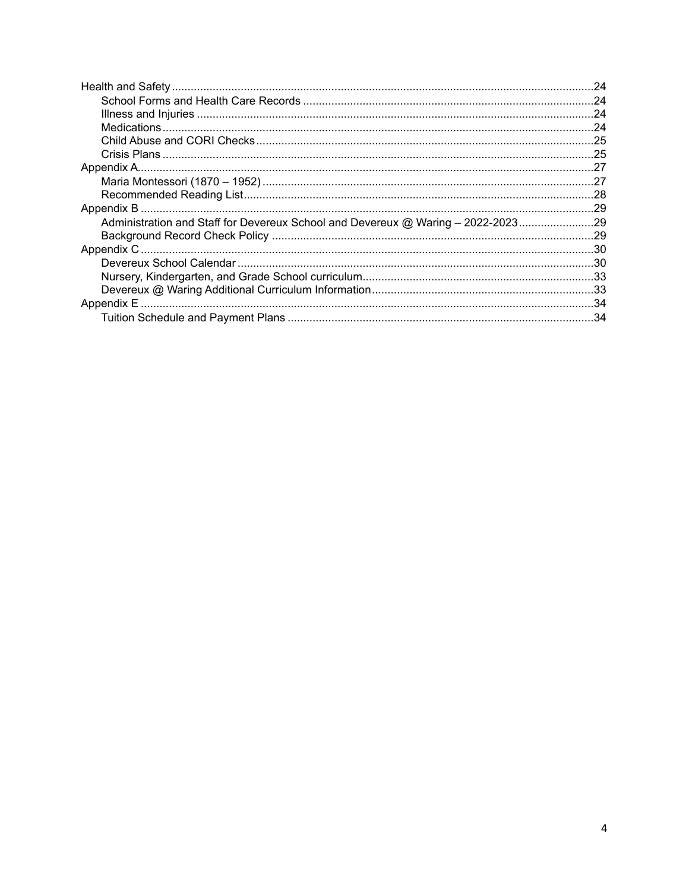- Health and Safety ..... 24
  - School Forms and Health Care Records ..... 24
  - Illness and Injuries ..... 24
  - Medications ..... 24
  - Child Abuse and CORI Checks ..... 25
  - Crisis Plans ..... 25
- Appendix A ..... 27
  - Maria Montessori (1870 – 1952) ..... 27
  - Recommended Reading List ..... 28
- Appendix B ..... 29
  - Administration and Staff for Devereux School and Devereux @ Waring – 2022-2023 ..... 29
  - Background Record Check Policy ..... 29
- Appendix C ..... 30
  - Devereux School Calendar ..... 30
  - Nursery, Kindergarten, and Grade School curriculum ..... 33
  - Devereux @ Waring Additional Curriculum Information ..... 33
- Appendix E ..... 34
  - Tuition Schedule and Payment Plans ..... 34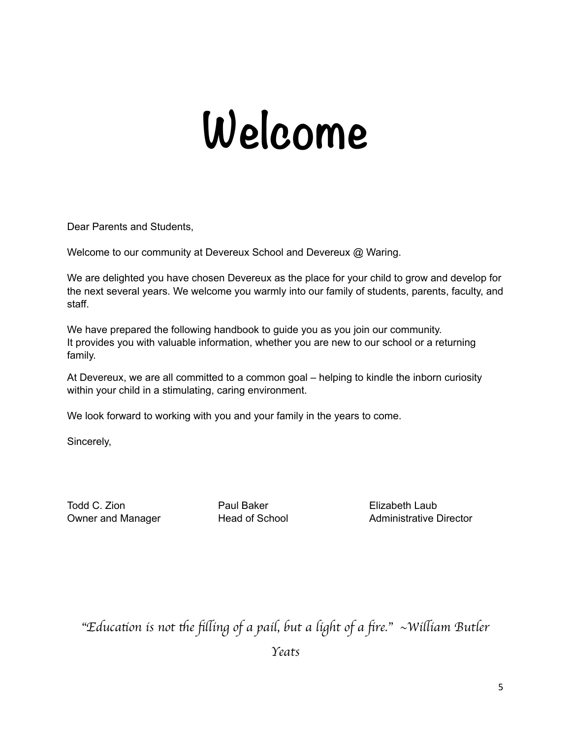# Welcome

Dear Parents and Students,

Welcome to our community at Devereux School and Devereux @ Waring.

We are delighted you have chosen Devereux as the place for your child to grow and develop for the next several years. We welcome you warmly into our family of students, parents, faculty, and staff.

We have prepared the following handbook to guide you as you join our community. It provides you with valuable information, whether you are new to our school or a returning family.

At Devereux, we are all committed to a common goal – helping to kindle the inborn curiosity within your child in a stimulating, caring environment.

We look forward to working with you and your family in the years to come.

Sincerely,

Todd C. Zion
Owner and Manager

Paul Baker
Head of School

Elizabeth Laub
Administrative Director

*"Education is not the filling of a pail, but a light of a fire." ~William Butler Yeats*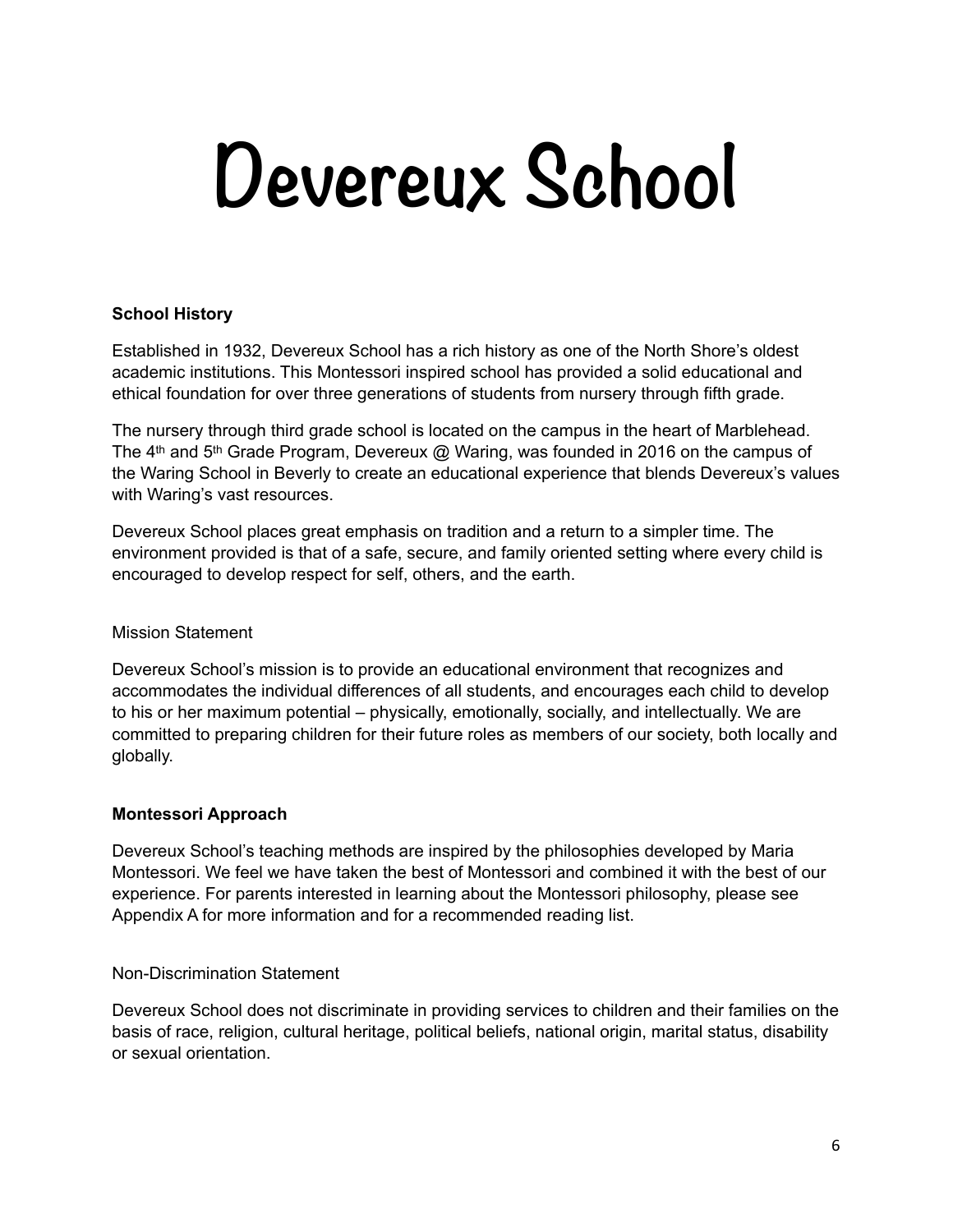# Devereux School

**School History**

Established in 1932, Devereux School has a rich history as one of the North Shore's oldest academic institutions. This Montessori inspired school has provided a solid educational and ethical foundation for over three generations of students from nursery through fifth grade.

The nursery through third grade school is located on the campus in the heart of Marblehead. The 4th and 5th Grade Program, Devereux @ Waring, was founded in 2016 on the campus of the Waring School in Beverly to create an educational experience that blends Devereux's values with Waring's vast resources.

Devereux School places great emphasis on tradition and a return to a simpler time. The environment provided is that of a safe, secure, and family oriented setting where every child is encouraged to develop respect for self, others, and the earth.

Mission Statement

Devereux School's mission is to provide an educational environment that recognizes and accommodates the individual differences of all students, and encourages each child to develop to his or her maximum potential – physically, emotionally, socially, and intellectually. We are committed to preparing children for their future roles as members of our society, both locally and globally.

**Montessori Approach**

Devereux School's teaching methods are inspired by the philosophies developed by Maria Montessori. We feel we have taken the best of Montessori and combined it with the best of our experience. For parents interested in learning about the Montessori philosophy, please see Appendix A for more information and for a recommended reading list.

Non-Discrimination Statement

Devereux School does not discriminate in providing services to children and their families on the basis of race, religion, cultural heritage, political beliefs, national origin, marital status, disability or sexual orientation.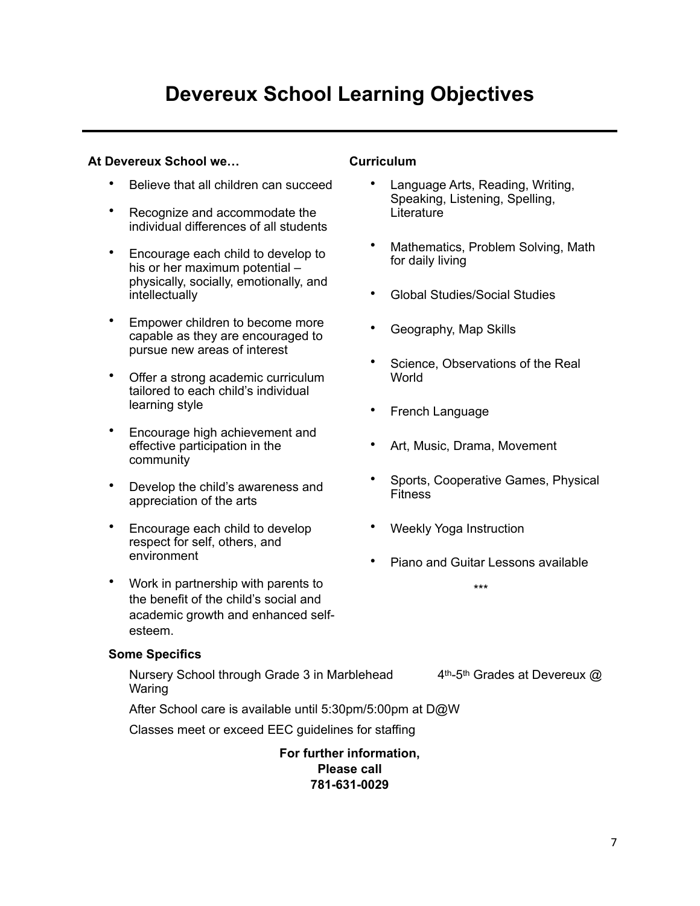# Devereux School Learning Objectives

**At Devereux School we…**

- Believe that all children can succeed
- Recognize and accommodate the individual differences of all students
- Encourage each child to develop to his or her maximum potential – physically, socially, emotionally, and intellectually
- Empower children to become more capable as they are encouraged to pursue new areas of interest
- Offer a strong academic curriculum tailored to each child's individual learning style
- Encourage high achievement and effective participation in the community
- Develop the child's awareness and appreciation of the arts
- Encourage each child to develop respect for self, others, and environment
- Work in partnership with parents to the benefit of the child's social and academic growth and enhanced self-esteem.

**Curriculum**

- Language Arts, Reading, Writing, Speaking, Listening, Spelling, Literature
- Mathematics, Problem Solving, Math for daily living
- Global Studies/Social Studies
- Geography, Map Skills
- Science, Observations of the Real World
- French Language
- Art, Music, Drama, Movement
- Sports, Cooperative Games, Physical Fitness
- Weekly Yoga Instruction
- Piano and Guitar Lessons available

***

**Some Specifics**

Nursery School through Grade 3 in Marblehead 4th-5th Grades at Devereux @ Waring

After School care is available until 5:30pm/5:00pm at D@W

Classes meet or exceed EEC guidelines for staffing

**For further information,**
**Please call**
**781-631-0029**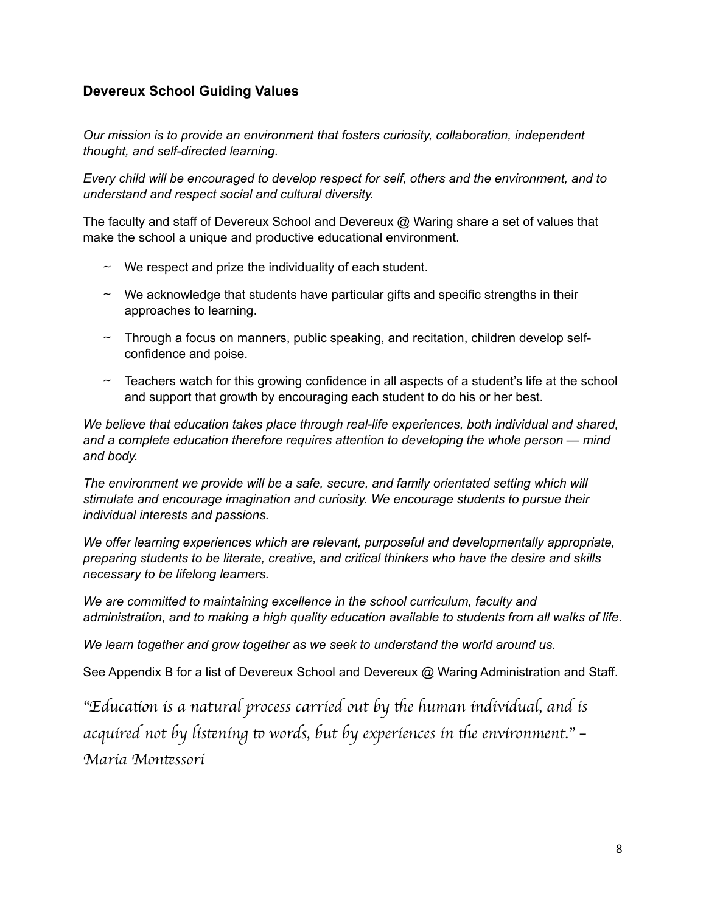## Devereux School Guiding Values

*Our mission is to provide an environment that fosters curiosity, collaboration, independent thought, and self-directed learning.*

*Every child will be encouraged to develop respect for self, others and the environment, and to understand and respect social and cultural diversity.*

The faculty and staff of Devereux School and Devereux @ Waring share a set of values that make the school a unique and productive educational environment.

- ~ We respect and prize the individuality of each student.
- ~ We acknowledge that students have particular gifts and specific strengths in their approaches to learning.
- ~ Through a focus on manners, public speaking, and recitation, children develop self-confidence and poise.
- ~ Teachers watch for this growing confidence in all aspects of a student's life at the school and support that growth by encouraging each student to do his or her best.

*We believe that education takes place through real-life experiences, both individual and shared, and a complete education therefore requires attention to developing the whole person — mind and body.*

*The environment we provide will be a safe, secure, and family orientated setting which will stimulate and encourage imagination and curiosity. We encourage students to pursue their individual interests and passions.*

*We offer learning experiences which are relevant, purposeful and developmentally appropriate, preparing students to be literate, creative, and critical thinkers who have the desire and skills necessary to be lifelong learners.*

*We are committed to maintaining excellence in the school curriculum, faculty and administration, and to making a high quality education available to students from all walks of life.*

*We learn together and grow together as we seek to understand the world around us.*

See Appendix B for a list of Devereux School and Devereux @ Waring Administration and Staff.

*"Education is a natural process carried out by the human individual, and is acquired not by listening to words, but by experiences in the environment." – Maria Montessori*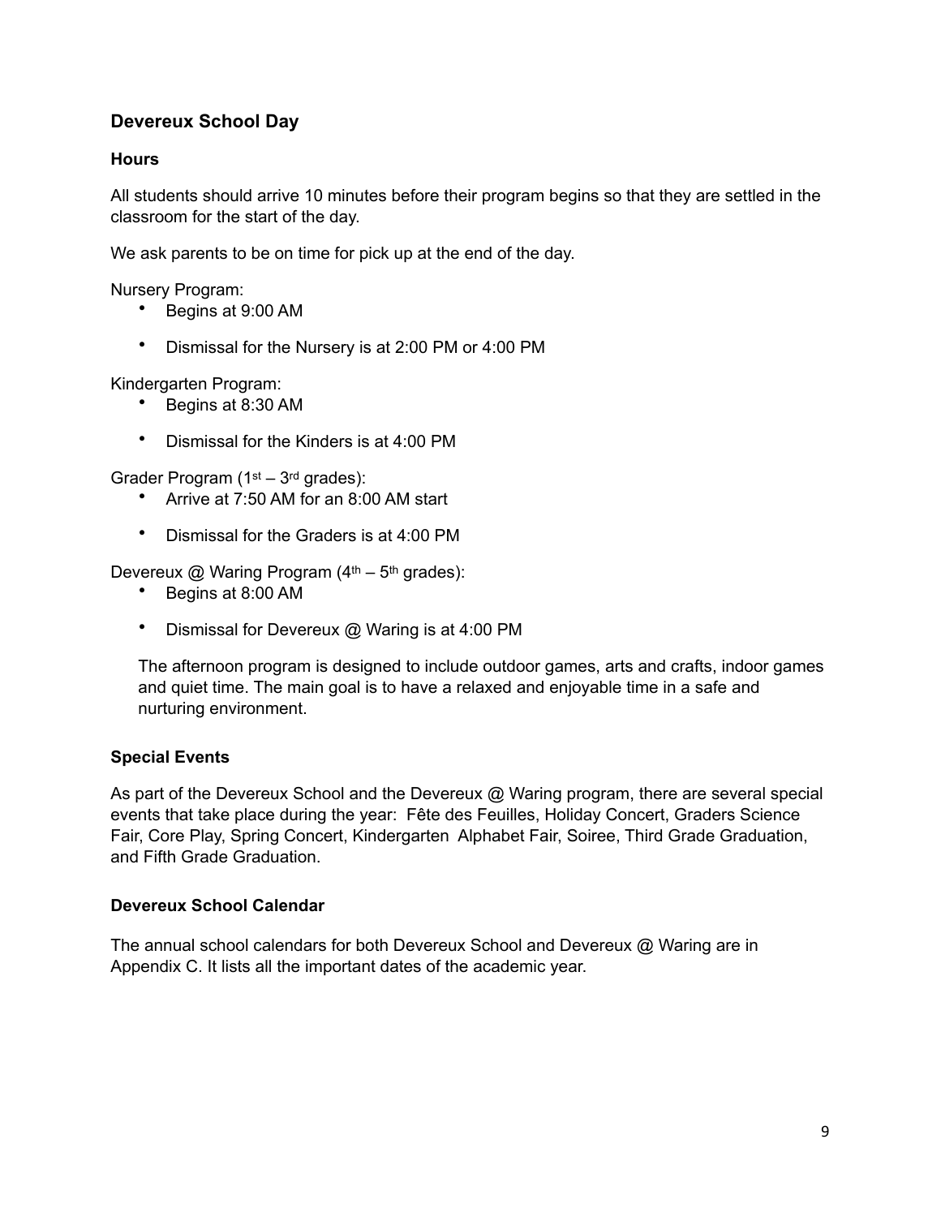## Devereux School Day

### Hours

All students should arrive 10 minutes before their program begins so that they are settled in the classroom for the start of the day.

We ask parents to be on time for pick up at the end of the day.

Nursery Program:

- Begins at 9:00 AM
- Dismissal for the Nursery is at 2:00 PM or 4:00 PM

Kindergarten Program:

- Begins at 8:30 AM
- Dismissal for the Kinders is at 4:00 PM

Grader Program (1st – 3rd grades):

- Arrive at 7:50 AM for an 8:00 AM start
- Dismissal for the Graders is at 4:00 PM

Devereux @ Waring Program (4th – 5th grades):

- Begins at 8:00 AM
- Dismissal for Devereux @ Waring is at 4:00 PM

The afternoon program is designed to include outdoor games, arts and crafts, indoor games and quiet time. The main goal is to have a relaxed and enjoyable time in a safe and nurturing environment.

### Special Events

As part of the Devereux School and the Devereux @ Waring program, there are several special events that take place during the year: Fête des Feuilles, Holiday Concert, Graders Science Fair, Core Play, Spring Concert, Kindergarten Alphabet Fair, Soiree, Third Grade Graduation, and Fifth Grade Graduation.

### Devereux School Calendar

The annual school calendars for both Devereux School and Devereux @ Waring are in Appendix C. It lists all the important dates of the academic year.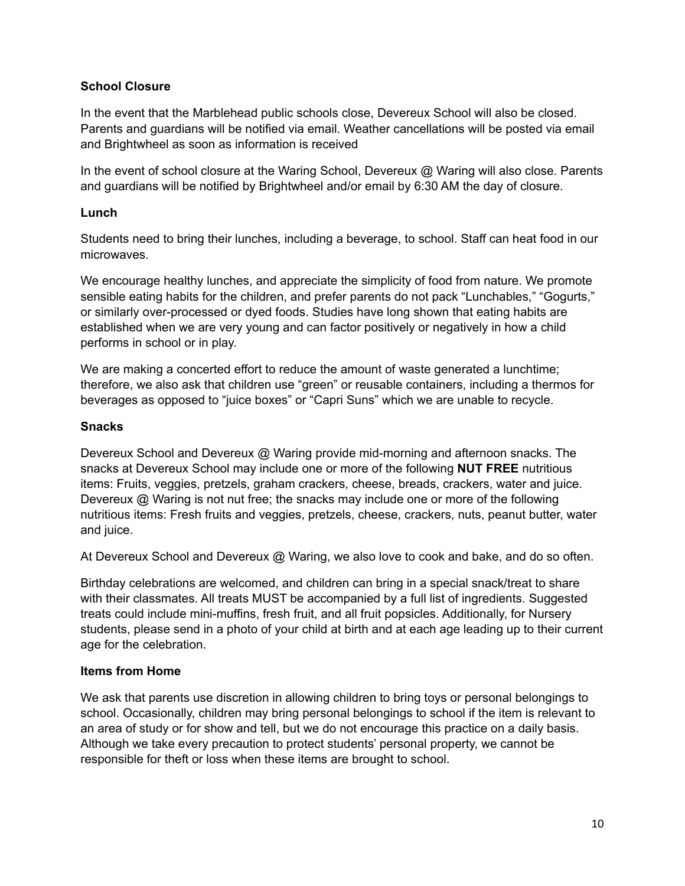**School Closure**

In the event that the Marblehead public schools close, Devereux School will also be closed. Parents and guardians will be notified via email. Weather cancellations will be posted via email and Brightwheel as soon as information is received

In the event of school closure at the Waring School, Devereux @ Waring will also close. Parents and guardians will be notified by Brightwheel and/or email by 6:30 AM the day of closure.

**Lunch**

Students need to bring their lunches, including a beverage, to school. Staff can heat food in our microwaves.

We encourage healthy lunches, and appreciate the simplicity of food from nature. We promote sensible eating habits for the children, and prefer parents do not pack "Lunchables," "Gogurts," or similarly over-processed or dyed foods. Studies have long shown that eating habits are established when we are very young and can factor positively or negatively in how a child performs in school or in play.

We are making a concerted effort to reduce the amount of waste generated a lunchtime; therefore, we also ask that children use "green" or reusable containers, including a thermos for beverages as opposed to "juice boxes" or "Capri Suns" which we are unable to recycle.

**Snacks**

Devereux School and Devereux @ Waring provide mid-morning and afternoon snacks. The snacks at Devereux School may include one or more of the following **NUT FREE** nutritious items: Fruits, veggies, pretzels, graham crackers, cheese, breads, crackers, water and juice. Devereux @ Waring is not nut free; the snacks may include one or more of the following nutritious items: Fresh fruits and veggies, pretzels, cheese, crackers, nuts, peanut butter, water and juice.

At Devereux School and Devereux @ Waring, we also love to cook and bake, and do so often.

Birthday celebrations are welcomed, and children can bring in a special snack/treat to share with their classmates. All treats MUST be accompanied by a full list of ingredients. Suggested treats could include mini-muffins, fresh fruit, and all fruit popsicles. Additionally, for Nursery students, please send in a photo of your child at birth and at each age leading up to their current age for the celebration.

**Items from Home**

We ask that parents use discretion in allowing children to bring toys or personal belongings to school. Occasionally, children may bring personal belongings to school if the item is relevant to an area of study or for show and tell, but we do not encourage this practice on a daily basis. Although we take every precaution to protect students' personal property, we cannot be responsible for theft or loss when these items are brought to school.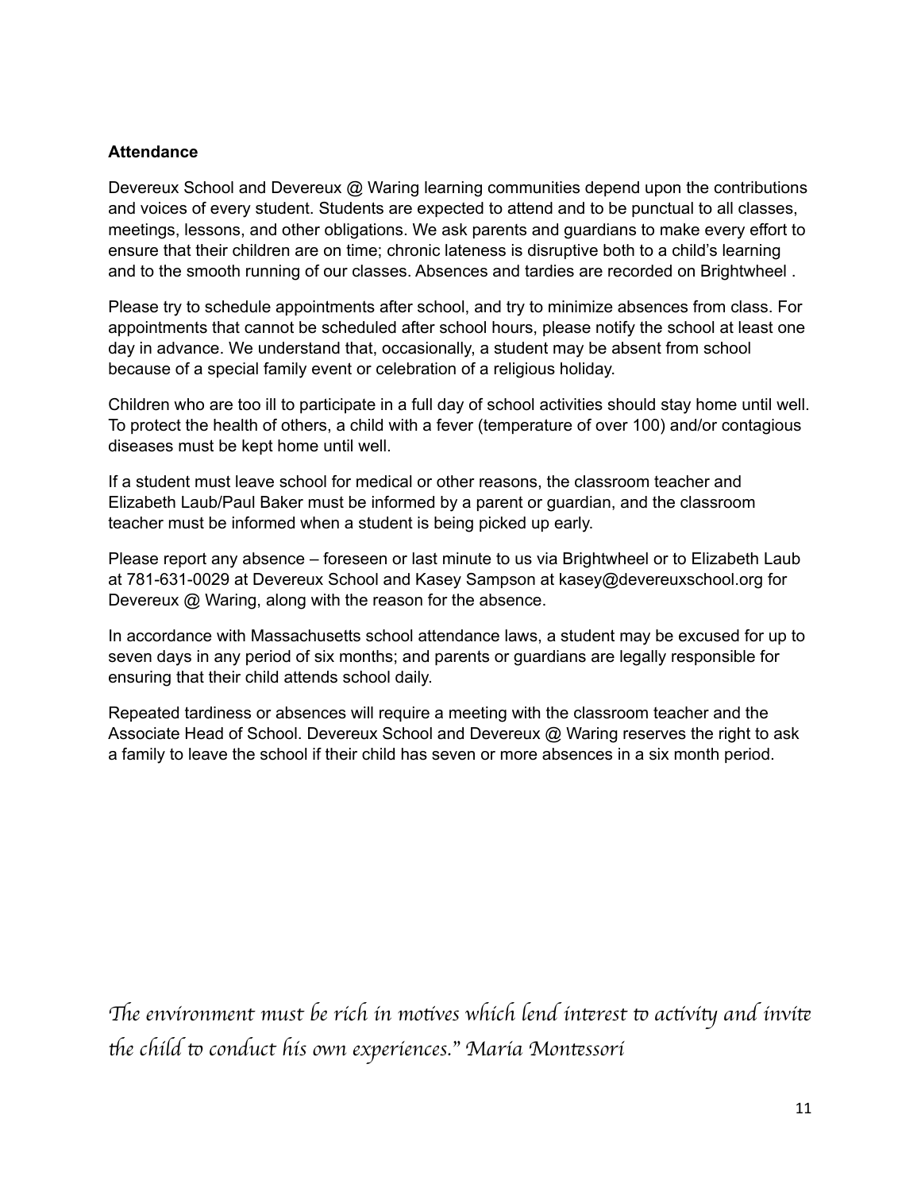**Attendance**

Devereux School and Devereux @ Waring learning communities depend upon the contributions and voices of every student. Students are expected to attend and to be punctual to all classes, meetings, lessons, and other obligations. We ask parents and guardians to make every effort to ensure that their children are on time; chronic lateness is disruptive both to a child's learning and to the smooth running of our classes. Absences and tardies are recorded on Brightwheel .

Please try to schedule appointments after school, and try to minimize absences from class. For appointments that cannot be scheduled after school hours, please notify the school at least one day in advance. We understand that, occasionally, a student may be absent from school because of a special family event or celebration of a religious holiday.

Children who are too ill to participate in a full day of school activities should stay home until well. To protect the health of others, a child with a fever (temperature of over 100) and/or contagious diseases must be kept home until well.

If a student must leave school for medical or other reasons, the classroom teacher and Elizabeth Laub/Paul Baker must be informed by a parent or guardian, and the classroom teacher must be informed when a student is being picked up early.

Please report any absence – foreseen or last minute to us via Brightwheel or to Elizabeth Laub at 781-631-0029 at Devereux School and Kasey Sampson at kasey@devereuxschool.org for Devereux @ Waring, along with the reason for the absence.

In accordance with Massachusetts school attendance laws, a student may be excused for up to seven days in any period of six months; and parents or guardians are legally responsible for ensuring that their child attends school daily.

Repeated tardiness or absences will require a meeting with the classroom teacher and the Associate Head of School. Devereux School and Devereux @ Waring reserves the right to ask a family to leave the school if their child has seven or more absences in a six month period.

*The environment must be rich in motives which lend interest to activity and invite the child to conduct his own experiences." Maria Montessori*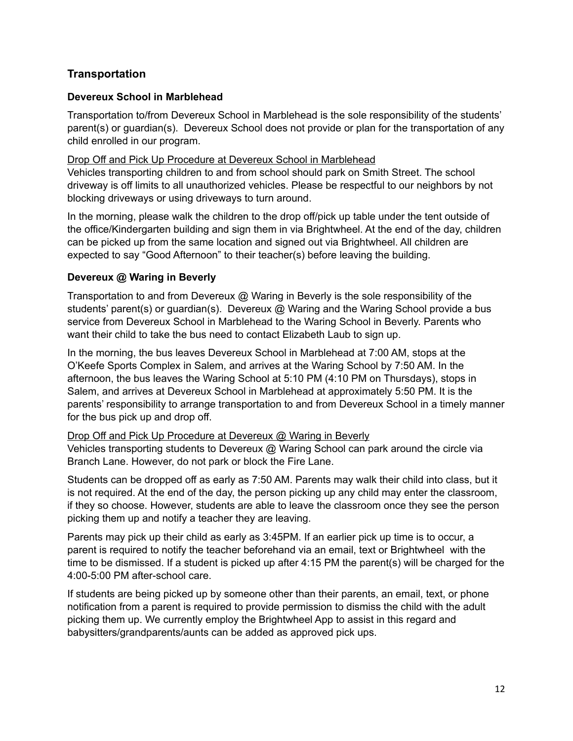## Transportation

### Devereux School in Marblehead

Transportation to/from Devereux School in Marblehead is the sole responsibility of the students' parent(s) or guardian(s). Devereux School does not provide or plan for the transportation of any child enrolled in our program.

<u>Drop Off and Pick Up Procedure at Devereux School in Marblehead</u>
Vehicles transporting children to and from school should park on Smith Street. The school driveway is off limits to all unauthorized vehicles. Please be respectful to our neighbors by not blocking driveways or using driveways to turn around.

In the morning, please walk the children to the drop off/pick up table under the tent outside of the office/Kindergarten building and sign them in via Brightwheel. At the end of the day, children can be picked up from the same location and signed out via Brightwheel. All children are expected to say "Good Afternoon" to their teacher(s) before leaving the building.

### Devereux @ Waring in Beverly

Transportation to and from Devereux @ Waring in Beverly is the sole responsibility of the students' parent(s) or guardian(s). Devereux @ Waring and the Waring School provide a bus service from Devereux School in Marblehead to the Waring School in Beverly. Parents who want their child to take the bus need to contact Elizabeth Laub to sign up.

In the morning, the bus leaves Devereux School in Marblehead at 7:00 AM, stops at the O'Keefe Sports Complex in Salem, and arrives at the Waring School by 7:50 AM. In the afternoon, the bus leaves the Waring School at 5:10 PM (4:10 PM on Thursdays), stops in Salem, and arrives at Devereux School in Marblehead at approximately 5:50 PM. It is the parents' responsibility to arrange transportation to and from Devereux School in a timely manner for the bus pick up and drop off.

<u>Drop Off and Pick Up Procedure at Devereux @ Waring in Beverly</u>
Vehicles transporting students to Devereux @ Waring School can park around the circle via Branch Lane. However, do not park or block the Fire Lane.

Students can be dropped off as early as 7:50 AM. Parents may walk their child into class, but it is not required. At the end of the day, the person picking up any child may enter the classroom, if they so choose. However, students are able to leave the classroom once they see the person picking them up and notify a teacher they are leaving.

Parents may pick up their child as early as 3:45PM. If an earlier pick up time is to occur, a parent is required to notify the teacher beforehand via an email, text or Brightwheel with the time to be dismissed. If a student is picked up after 4:15 PM the parent(s) will be charged for the 4:00-5:00 PM after-school care.

If students are being picked up by someone other than their parents, an email, text, or phone notification from a parent is required to provide permission to dismiss the child with the adult picking them up. We currently employ the Brightwheel App to assist in this regard and babysitters/grandparents/aunts can be added as approved pick ups.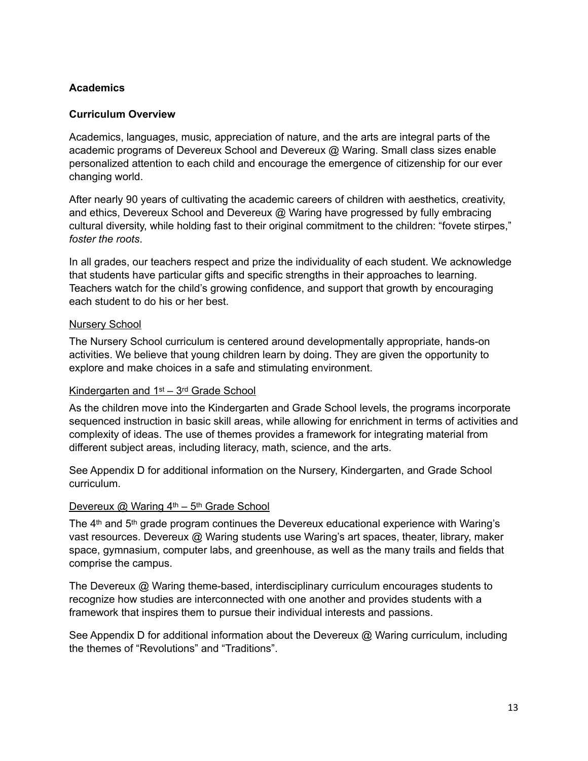## Academics

### Curriculum Overview

Academics, languages, music, appreciation of nature, and the arts are integral parts of the academic programs of Devereux School and Devereux @ Waring. Small class sizes enable personalized attention to each child and encourage the emergence of citizenship for our ever changing world.

After nearly 90 years of cultivating the academic careers of children with aesthetics, creativity, and ethics, Devereux School and Devereux @ Waring have progressed by fully embracing cultural diversity, while holding fast to their original commitment to the children: "fovete stirpes," *foster the roots*.

In all grades, our teachers respect and prize the individuality of each student. We acknowledge that students have particular gifts and specific strengths in their approaches to learning. Teachers watch for the child's growing confidence, and support that growth by encouraging each student to do his or her best.

#### Nursery School

The Nursery School curriculum is centered around developmentally appropriate, hands-on activities. We believe that young children learn by doing. They are given the opportunity to explore and make choices in a safe and stimulating environment.

#### Kindergarten and 1st – 3rd Grade School

As the children move into the Kindergarten and Grade School levels, the programs incorporate sequenced instruction in basic skill areas, while allowing for enrichment in terms of activities and complexity of ideas. The use of themes provides a framework for integrating material from different subject areas, including literacy, math, science, and the arts.

See Appendix D for additional information on the Nursery, Kindergarten, and Grade School curriculum.

#### Devereux @ Waring 4th – 5th Grade School

The 4th and 5th grade program continues the Devereux educational experience with Waring's vast resources. Devereux @ Waring students use Waring's art spaces, theater, library, maker space, gymnasium, computer labs, and greenhouse, as well as the many trails and fields that comprise the campus.

The Devereux @ Waring theme-based, interdisciplinary curriculum encourages students to recognize how studies are interconnected with one another and provides students with a framework that inspires them to pursue their individual interests and passions.

See Appendix D for additional information about the Devereux @ Waring curriculum, including the themes of "Revolutions" and "Traditions".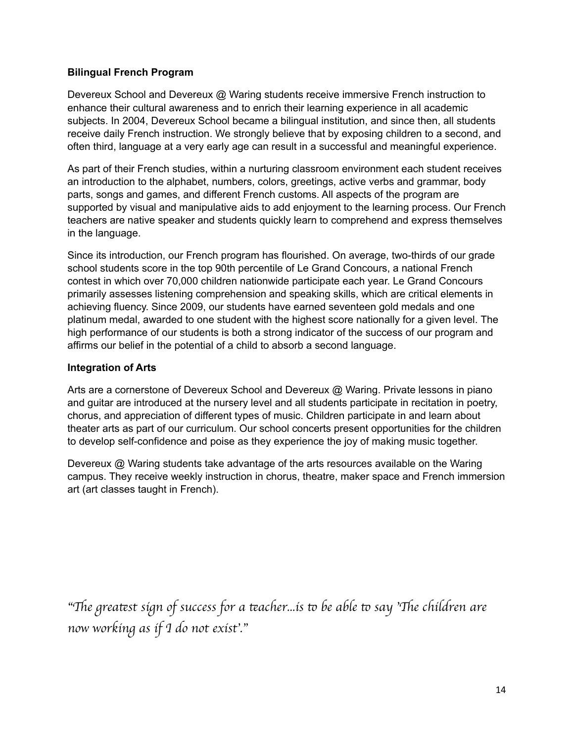**Bilingual French Program**

Devereux School and Devereux @ Waring students receive immersive French instruction to enhance their cultural awareness and to enrich their learning experience in all academic subjects. In 2004, Devereux School became a bilingual institution, and since then, all students receive daily French instruction. We strongly believe that by exposing children to a second, and often third, language at a very early age can result in a successful and meaningful experience.

As part of their French studies, within a nurturing classroom environment each student receives an introduction to the alphabet, numbers, colors, greetings, active verbs and grammar, body parts, songs and games, and different French customs. All aspects of the program are supported by visual and manipulative aids to add enjoyment to the learning process. Our French teachers are native speaker and students quickly learn to comprehend and express themselves in the language.

Since its introduction, our French program has flourished. On average, two-thirds of our grade school students score in the top 90th percentile of Le Grand Concours, a national French contest in which over 70,000 children nationwide participate each year. Le Grand Concours primarily assesses listening comprehension and speaking skills, which are critical elements in achieving fluency. Since 2009, our students have earned seventeen gold medals and one platinum medal, awarded to one student with the highest score nationally for a given level. The high performance of our students is both a strong indicator of the success of our program and affirms our belief in the potential of a child to absorb a second language.

**Integration of Arts**

Arts are a cornerstone of Devereux School and Devereux @ Waring. Private lessons in piano and guitar are introduced at the nursery level and all students participate in recitation in poetry, chorus, and appreciation of different types of music. Children participate in and learn about theater arts as part of our curriculum. Our school concerts present opportunities for the children to develop self-confidence and poise as they experience the joy of making music together.

Devereux @ Waring students take advantage of the arts resources available on the Waring campus. They receive weekly instruction in chorus, theatre, maker space and French immersion art (art classes taught in French).

*"The greatest sign of success for a teacher...is to be able to say 'The children are now working as if I do not exist'."*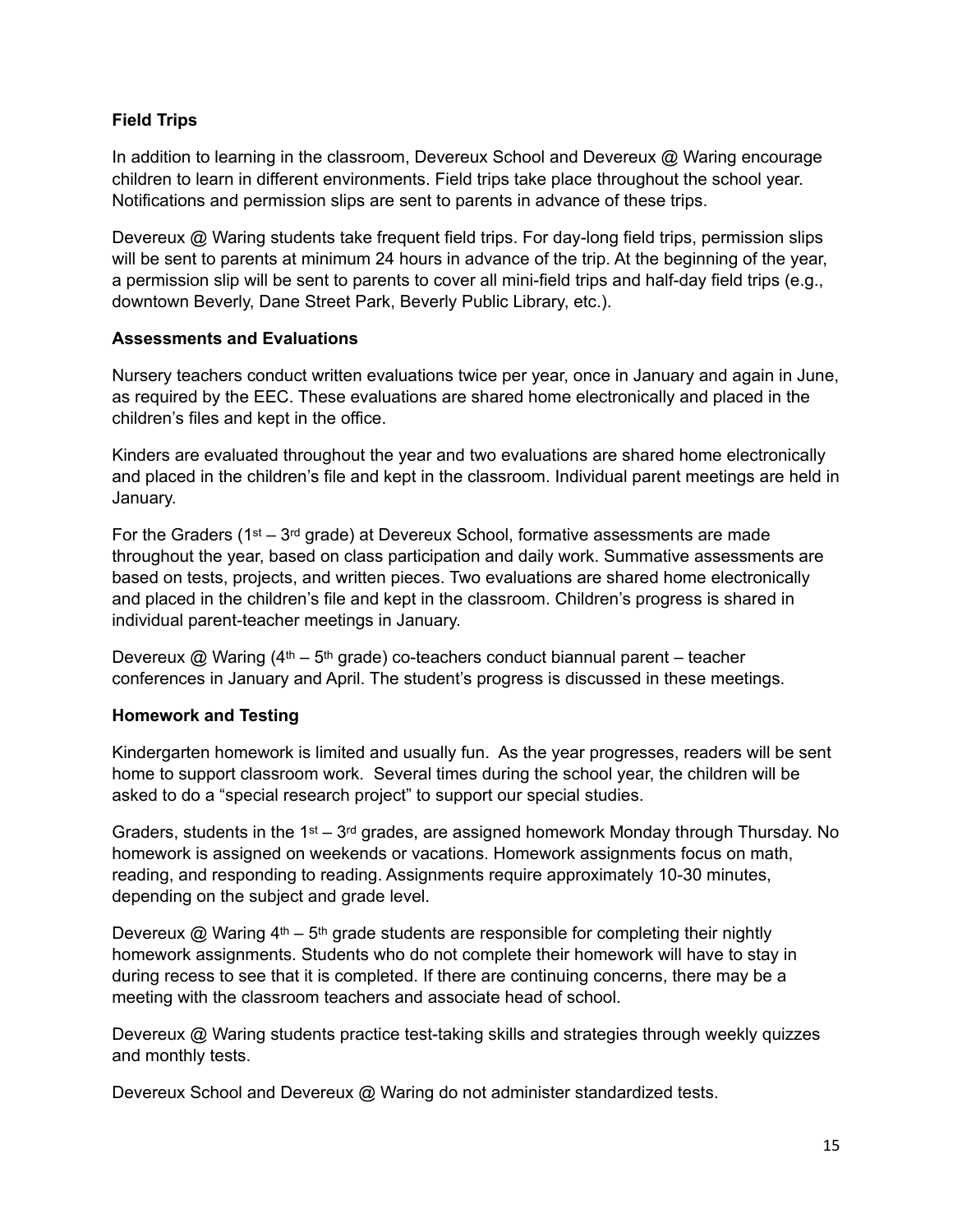**Field Trips**

In addition to learning in the classroom, Devereux School and Devereux @ Waring encourage children to learn in different environments. Field trips take place throughout the school year. Notifications and permission slips are sent to parents in advance of these trips.

Devereux @ Waring students take frequent field trips. For day-long field trips, permission slips will be sent to parents at minimum 24 hours in advance of the trip. At the beginning of the year, a permission slip will be sent to parents to cover all mini-field trips and half-day field trips (e.g., downtown Beverly, Dane Street Park, Beverly Public Library, etc.).

**Assessments and Evaluations**

Nursery teachers conduct written evaluations twice per year, once in January and again in June, as required by the EEC. These evaluations are shared home electronically and placed in the children's files and kept in the office.

Kinders are evaluated throughout the year and two evaluations are shared home electronically and placed in the children's file and kept in the classroom. Individual parent meetings are held in January.

For the Graders (1st – 3rd grade) at Devereux School, formative assessments are made throughout the year, based on class participation and daily work. Summative assessments are based on tests, projects, and written pieces. Two evaluations are shared home electronically and placed in the children's file and kept in the classroom. Children's progress is shared in individual parent-teacher meetings in January.

Devereux @ Waring (4th – 5th grade) co-teachers conduct biannual parent – teacher conferences in January and April. The student's progress is discussed in these meetings.

**Homework and Testing**

Kindergarten homework is limited and usually fun. As the year progresses, readers will be sent home to support classroom work. Several times during the school year, the children will be asked to do a "special research project" to support our special studies.

Graders, students in the 1st – 3rd grades, are assigned homework Monday through Thursday. No homework is assigned on weekends or vacations. Homework assignments focus on math, reading, and responding to reading. Assignments require approximately 10-30 minutes, depending on the subject and grade level.

Devereux @ Waring 4th – 5th grade students are responsible for completing their nightly homework assignments. Students who do not complete their homework will have to stay in during recess to see that it is completed. If there are continuing concerns, there may be a meeting with the classroom teachers and associate head of school.

Devereux @ Waring students practice test-taking skills and strategies through weekly quizzes and monthly tests.

Devereux School and Devereux @ Waring do not administer standardized tests.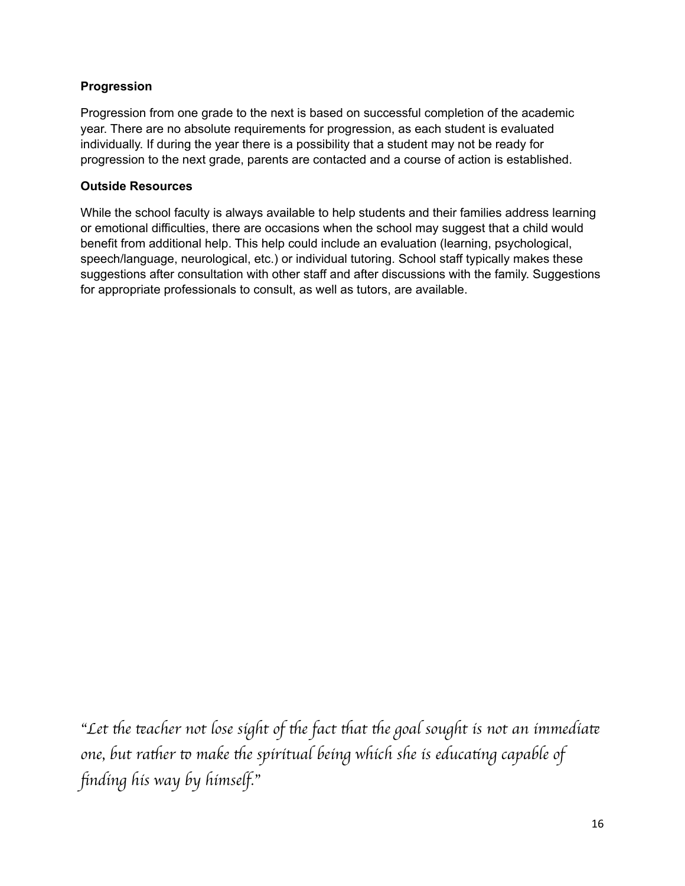### Progression

Progression from one grade to the next is based on successful completion of the academic year. There are no absolute requirements for progression, as each student is evaluated individually. If during the year there is a possibility that a student may not be ready for progression to the next grade, parents are contacted and a course of action is established.

### Outside Resources

While the school faculty is always available to help students and their families address learning or emotional difficulties, there are occasions when the school may suggest that a child would benefit from additional help. This help could include an evaluation (learning, psychological, speech/language, neurological, etc.) or individual tutoring. School staff typically makes these suggestions after consultation with other staff and after discussions with the family. Suggestions for appropriate professionals to consult, as well as tutors, are available.

*"Let the teacher not lose sight of the fact that the goal sought is not an immediate one, but rather to make the spiritual being which she is educating capable of finding his way by himself."*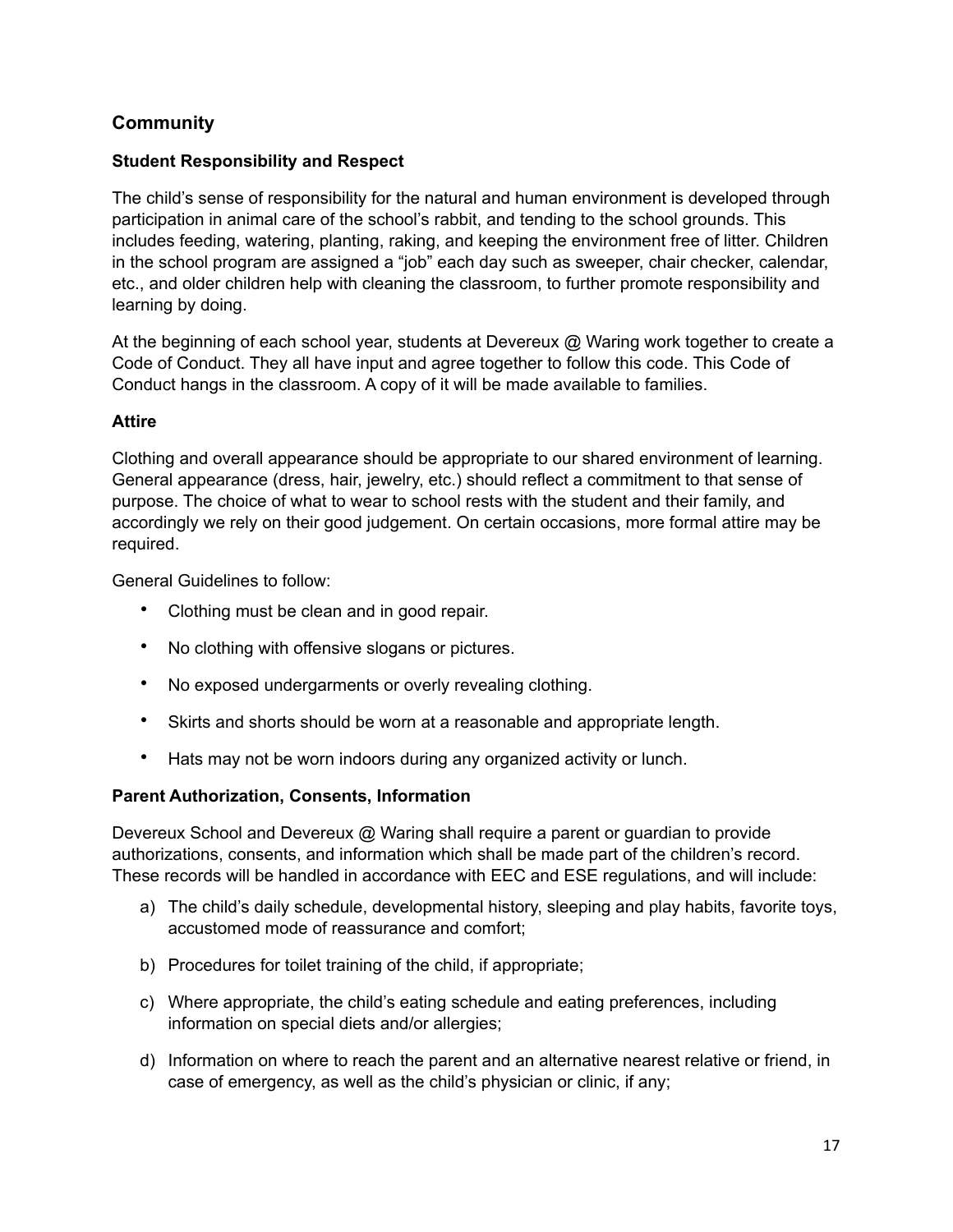## Community

### Student Responsibility and Respect

The child's sense of responsibility for the natural and human environment is developed through participation in animal care of the school's rabbit, and tending to the school grounds. This includes feeding, watering, planting, raking, and keeping the environment free of litter. Children in the school program are assigned a "job" each day such as sweeper, chair checker, calendar, etc., and older children help with cleaning the classroom, to further promote responsibility and learning by doing.

At the beginning of each school year, students at Devereux @ Waring work together to create a Code of Conduct. They all have input and agree together to follow this code. This Code of Conduct hangs in the classroom. A copy of it will be made available to families.

### Attire

Clothing and overall appearance should be appropriate to our shared environment of learning. General appearance (dress, hair, jewelry, etc.) should reflect a commitment to that sense of purpose. The choice of what to wear to school rests with the student and their family, and accordingly we rely on their good judgement. On certain occasions, more formal attire may be required.

General Guidelines to follow:

- Clothing must be clean and in good repair.
- No clothing with offensive slogans or pictures.
- No exposed undergarments or overly revealing clothing.
- Skirts and shorts should be worn at a reasonable and appropriate length.
- Hats may not be worn indoors during any organized activity or lunch.

### Parent Authorization, Consents, Information

Devereux School and Devereux @ Waring shall require a parent or guardian to provide authorizations, consents, and information which shall be made part of the children's record. These records will be handled in accordance with EEC and ESE regulations, and will include:

a) The child's daily schedule, developmental history, sleeping and play habits, favorite toys, accustomed mode of reassurance and comfort;

b) Procedures for toilet training of the child, if appropriate;

c) Where appropriate, the child's eating schedule and eating preferences, including information on special diets and/or allergies;

d) Information on where to reach the parent and an alternative nearest relative or friend, in case of emergency, as well as the child's physician or clinic, if any;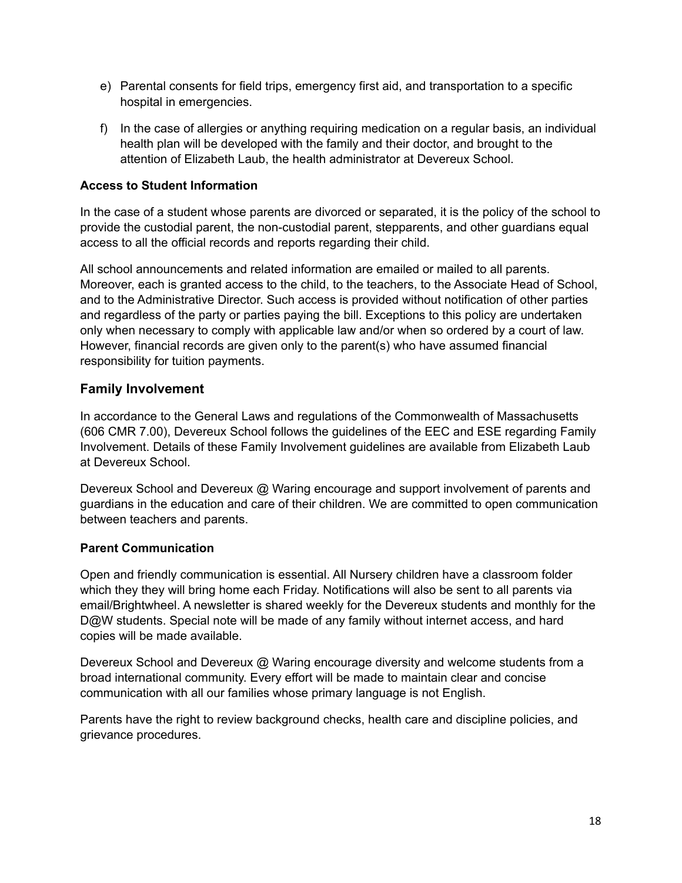e) Parental consents for field trips, emergency first aid, and transportation to a specific hospital in emergencies.

f) In the case of allergies or anything requiring medication on a regular basis, an individual health plan will be developed with the family and their doctor, and brought to the attention of Elizabeth Laub, the health administrator at Devereux School.

### Access to Student Information

In the case of a student whose parents are divorced or separated, it is the policy of the school to provide the custodial parent, the non-custodial parent, stepparents, and other guardians equal access to all the official records and reports regarding their child.

All school announcements and related information are emailed or mailed to all parents. Moreover, each is granted access to the child, to the teachers, to the Associate Head of School, and to the Administrative Director. Such access is provided without notification of other parties and regardless of the party or parties paying the bill. Exceptions to this policy are undertaken only when necessary to comply with applicable law and/or when so ordered by a court of law. However, financial records are given only to the parent(s) who have assumed financial responsibility for tuition payments.

## Family Involvement

In accordance to the General Laws and regulations of the Commonwealth of Massachusetts (606 CMR 7.00), Devereux School follows the guidelines of the EEC and ESE regarding Family Involvement. Details of these Family Involvement guidelines are available from Elizabeth Laub at Devereux School.

Devereux School and Devereux @ Waring encourage and support involvement of parents and guardians in the education and care of their children. We are committed to open communication between teachers and parents.

### Parent Communication

Open and friendly communication is essential. All Nursery children have a classroom folder which they they will bring home each Friday. Notifications will also be sent to all parents via email/Brightwheel. A newsletter is shared weekly for the Devereux students and monthly for the D@W students. Special note will be made of any family without internet access, and hard copies will be made available.

Devereux School and Devereux @ Waring encourage diversity and welcome students from a broad international community. Every effort will be made to maintain clear and concise communication with all our families whose primary language is not English.

Parents have the right to review background checks, health care and discipline policies, and grievance procedures.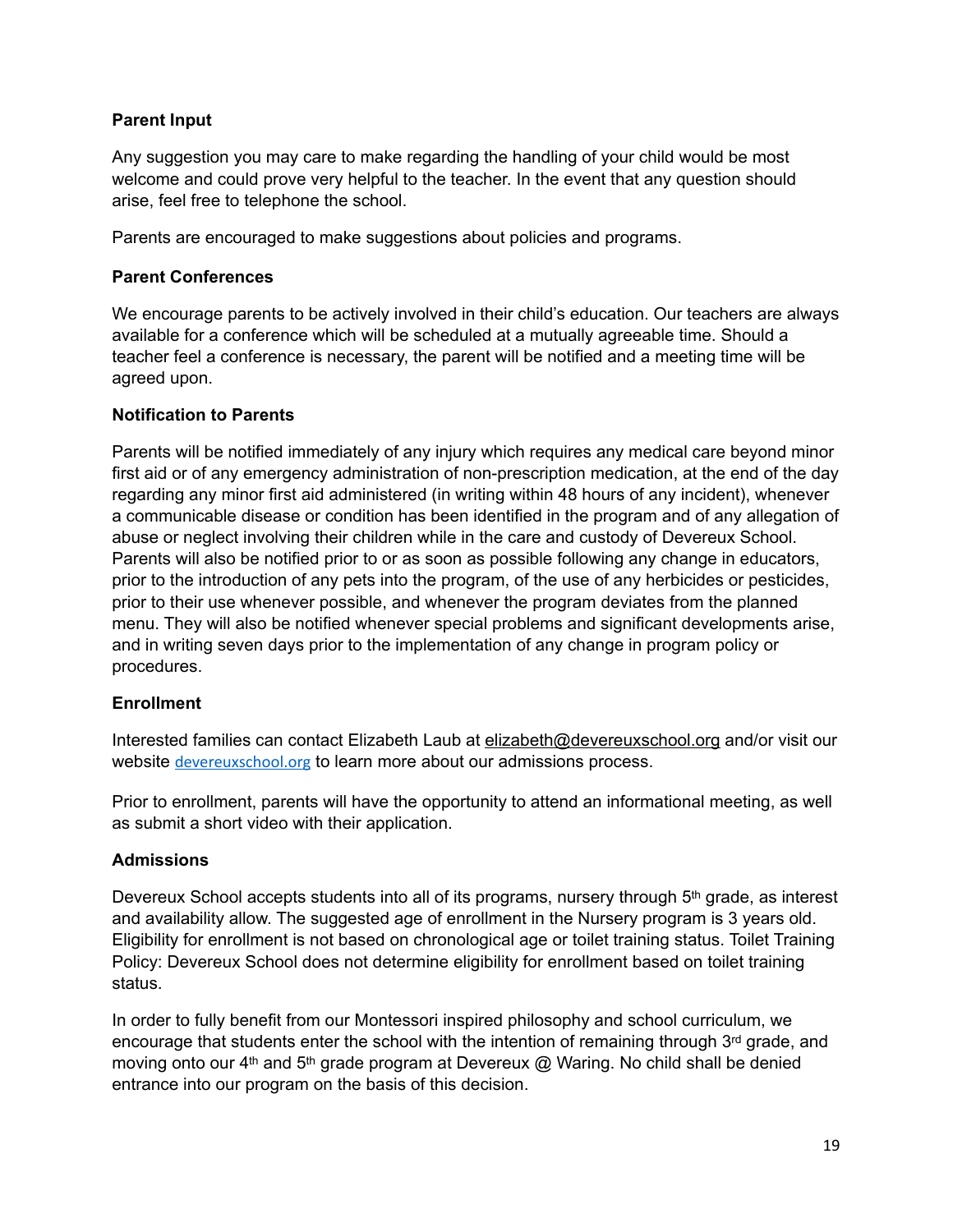### Parent Input

Any suggestion you may care to make regarding the handling of your child would be most welcome and could prove very helpful to the teacher. In the event that any question should arise, feel free to telephone the school.

Parents are encouraged to make suggestions about policies and programs.

### Parent Conferences

We encourage parents to be actively involved in their child's education. Our teachers are always available for a conference which will be scheduled at a mutually agreeable time. Should a teacher feel a conference is necessary, the parent will be notified and a meeting time will be agreed upon.

### Notification to Parents

Parents will be notified immediately of any injury which requires any medical care beyond minor first aid or of any emergency administration of non-prescription medication, at the end of the day regarding any minor first aid administered (in writing within 48 hours of any incident), whenever a communicable disease or condition has been identified in the program and of any allegation of abuse or neglect involving their children while in the care and custody of Devereux School. Parents will also be notified prior to or as soon as possible following any change in educators, prior to the introduction of any pets into the program, of the use of any herbicides or pesticides, prior to their use whenever possible, and whenever the program deviates from the planned menu. They will also be notified whenever special problems and significant developments arise, and in writing seven days prior to the implementation of any change in program policy or procedures.

### Enrollment

Interested families can contact Elizabeth Laub at elizabeth@devereuxschool.org and/or visit our website devereuxschool.org to learn more about our admissions process.

Prior to enrollment, parents will have the opportunity to attend an informational meeting, as well as submit a short video with their application.

### Admissions

Devereux School accepts students into all of its programs, nursery through 5th grade, as interest and availability allow. The suggested age of enrollment in the Nursery program is 3 years old. Eligibility for enrollment is not based on chronological age or toilet training status. Toilet Training Policy: Devereux School does not determine eligibility for enrollment based on toilet training status.

In order to fully benefit from our Montessori inspired philosophy and school curriculum, we encourage that students enter the school with the intention of remaining through 3rd grade, and moving onto our 4th and 5th grade program at Devereux @ Waring. No child shall be denied entrance into our program on the basis of this decision.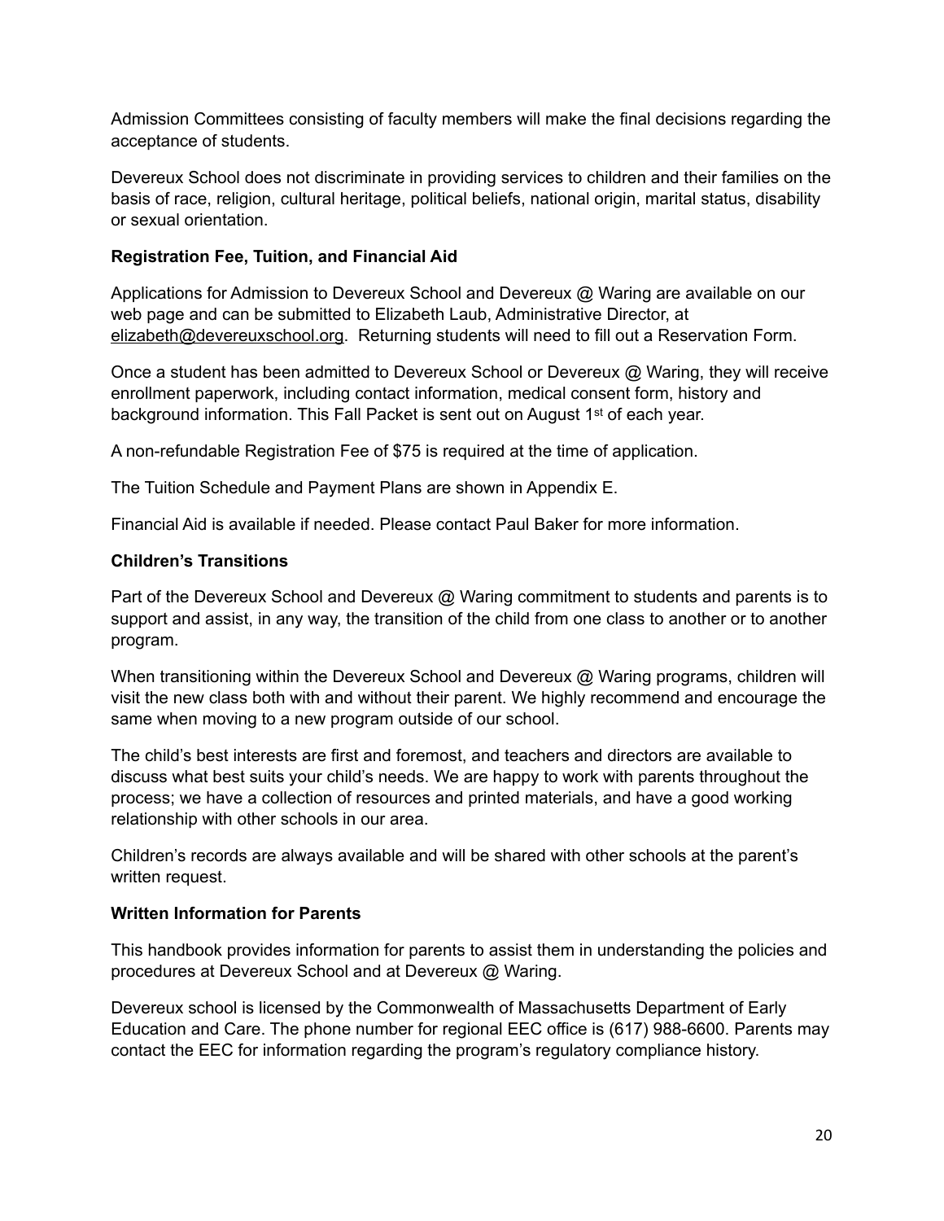Admission Committees consisting of faculty members will make the final decisions regarding the acceptance of students.

Devereux School does not discriminate in providing services to children and their families on the basis of race, religion, cultural heritage, political beliefs, national origin, marital status, disability or sexual orientation.

**Registration Fee, Tuition, and Financial Aid**

Applications for Admission to Devereux School and Devereux @ Waring are available on our web page and can be submitted to Elizabeth Laub, Administrative Director, at elizabeth@devereuxschool.org. Returning students will need to fill out a Reservation Form.

Once a student has been admitted to Devereux School or Devereux @ Waring, they will receive enrollment paperwork, including contact information, medical consent form, history and background information. This Fall Packet is sent out on August 1st of each year.

A non-refundable Registration Fee of $75 is required at the time of application.

The Tuition Schedule and Payment Plans are shown in Appendix E.

Financial Aid is available if needed. Please contact Paul Baker for more information.

**Children's Transitions**

Part of the Devereux School and Devereux @ Waring commitment to students and parents is to support and assist, in any way, the transition of the child from one class to another or to another program.

When transitioning within the Devereux School and Devereux @ Waring programs, children will visit the new class both with and without their parent. We highly recommend and encourage the same when moving to a new program outside of our school.

The child's best interests are first and foremost, and teachers and directors are available to discuss what best suits your child's needs. We are happy to work with parents throughout the process; we have a collection of resources and printed materials, and have a good working relationship with other schools in our area.

Children's records are always available and will be shared with other schools at the parent's written request.

**Written Information for Parents**

This handbook provides information for parents to assist them in understanding the policies and procedures at Devereux School and at Devereux @ Waring.

Devereux school is licensed by the Commonwealth of Massachusetts Department of Early Education and Care. The phone number for regional EEC office is (617) 988-6600. Parents may contact the EEC for information regarding the program's regulatory compliance history.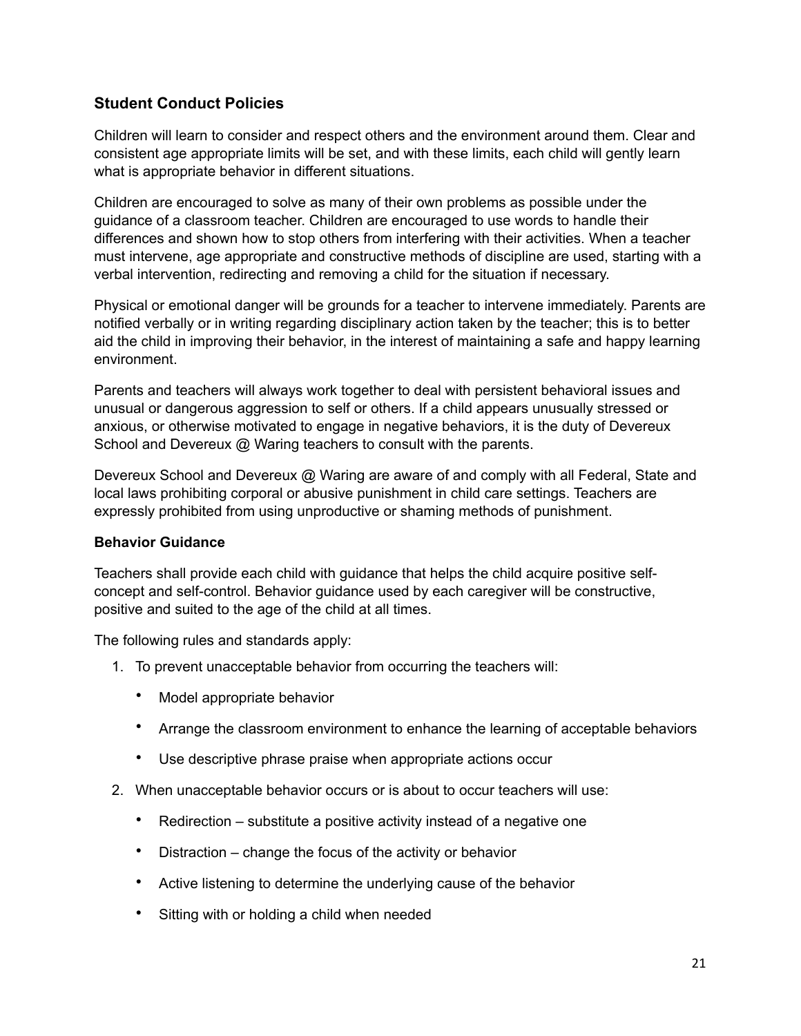## Student Conduct Policies

Children will learn to consider and respect others and the environment around them. Clear and consistent age appropriate limits will be set, and with these limits, each child will gently learn what is appropriate behavior in different situations.

Children are encouraged to solve as many of their own problems as possible under the guidance of a classroom teacher. Children are encouraged to use words to handle their differences and shown how to stop others from interfering with their activities. When a teacher must intervene, age appropriate and constructive methods of discipline are used, starting with a verbal intervention, redirecting and removing a child for the situation if necessary.

Physical or emotional danger will be grounds for a teacher to intervene immediately. Parents are notified verbally or in writing regarding disciplinary action taken by the teacher; this is to better aid the child in improving their behavior, in the interest of maintaining a safe and happy learning environment.

Parents and teachers will always work together to deal with persistent behavioral issues and unusual or dangerous aggression to self or others. If a child appears unusually stressed or anxious, or otherwise motivated to engage in negative behaviors, it is the duty of Devereux School and Devereux @ Waring teachers to consult with the parents.

Devereux School and Devereux @ Waring are aware of and comply with all Federal, State and local laws prohibiting corporal or abusive punishment in child care settings. Teachers are expressly prohibited from using unproductive or shaming methods of punishment.

### Behavior Guidance

Teachers shall provide each child with guidance that helps the child acquire positive self-concept and self-control. Behavior guidance used by each caregiver will be constructive, positive and suited to the age of the child at all times.

The following rules and standards apply:

1. To prevent unacceptable behavior from occurring the teachers will:
   - Model appropriate behavior
   - Arrange the classroom environment to enhance the learning of acceptable behaviors
   - Use descriptive phrase praise when appropriate actions occur
2. When unacceptable behavior occurs or is about to occur teachers will use:
   - Redirection – substitute a positive activity instead of a negative one
   - Distraction – change the focus of the activity or behavior
   - Active listening to determine the underlying cause of the behavior
   - Sitting with or holding a child when needed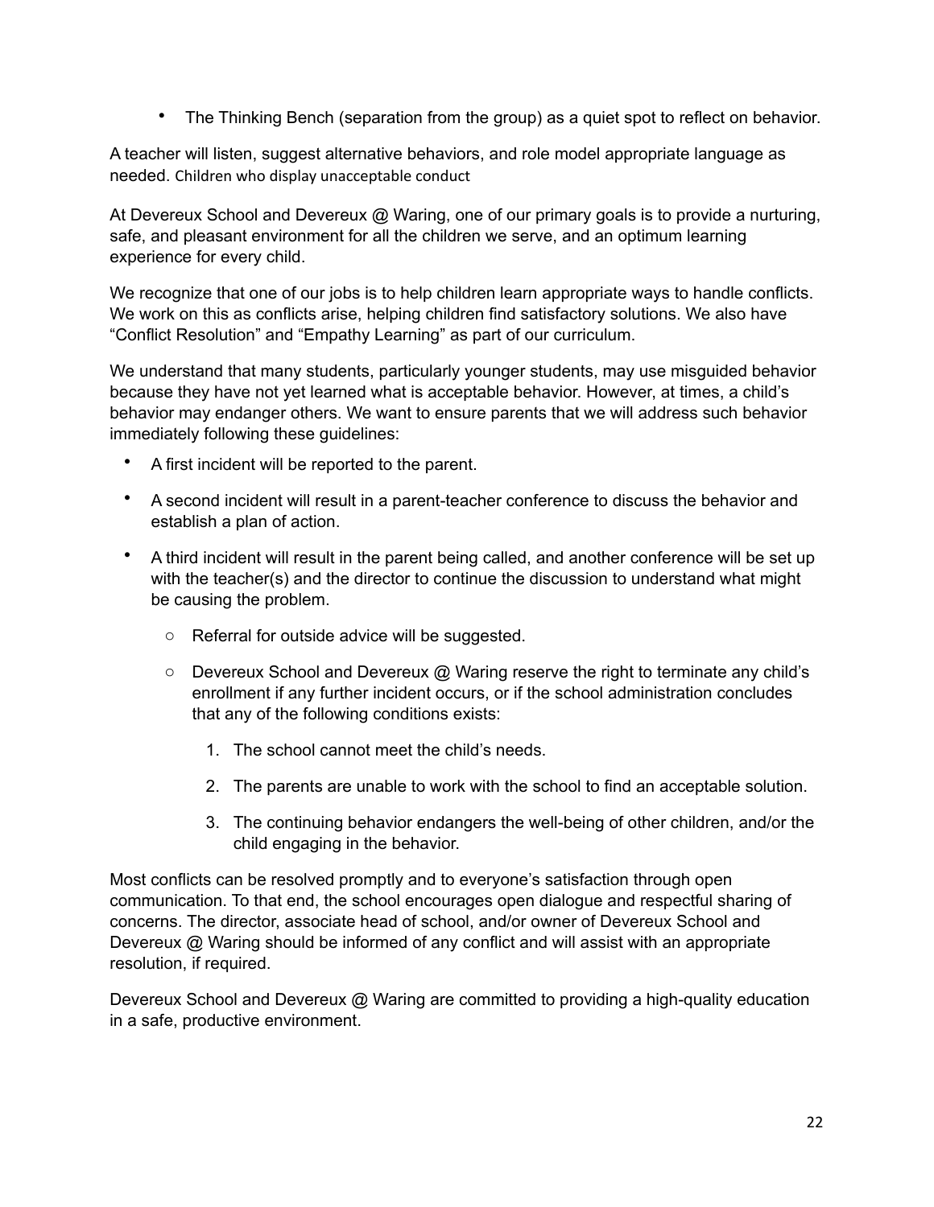- The Thinking Bench (separation from the group) as a quiet spot to reflect on behavior.

A teacher will listen, suggest alternative behaviors, and role model appropriate language as needed. Children who display unacceptable conduct

At Devereux School and Devereux @ Waring, one of our primary goals is to provide a nurturing, safe, and pleasant environment for all the children we serve, and an optimum learning experience for every child.

We recognize that one of our jobs is to help children learn appropriate ways to handle conflicts. We work on this as conflicts arise, helping children find satisfactory solutions. We also have "Conflict Resolution" and "Empathy Learning" as part of our curriculum.

We understand that many students, particularly younger students, may use misguided behavior because they have not yet learned what is acceptable behavior. However, at times, a child's behavior may endanger others. We want to ensure parents that we will address such behavior immediately following these guidelines:

- A first incident will be reported to the parent.
- A second incident will result in a parent-teacher conference to discuss the behavior and establish a plan of action.
- A third incident will result in the parent being called, and another conference will be set up with the teacher(s) and the director to continue the discussion to understand what might be causing the problem.
    - Referral for outside advice will be suggested.
    - Devereux School and Devereux @ Waring reserve the right to terminate any child's enrollment if any further incident occurs, or if the school administration concludes that any of the following conditions exists:
        1. The school cannot meet the child's needs.
        2. The parents are unable to work with the school to find an acceptable solution.
        3. The continuing behavior endangers the well-being of other children, and/or the child engaging in the behavior.

Most conflicts can be resolved promptly and to everyone's satisfaction through open communication. To that end, the school encourages open dialogue and respectful sharing of concerns. The director, associate head of school, and/or owner of Devereux School and Devereux @ Waring should be informed of any conflict and will assist with an appropriate resolution, if required.

Devereux School and Devereux @ Waring are committed to providing a high-quality education in a safe, productive environment.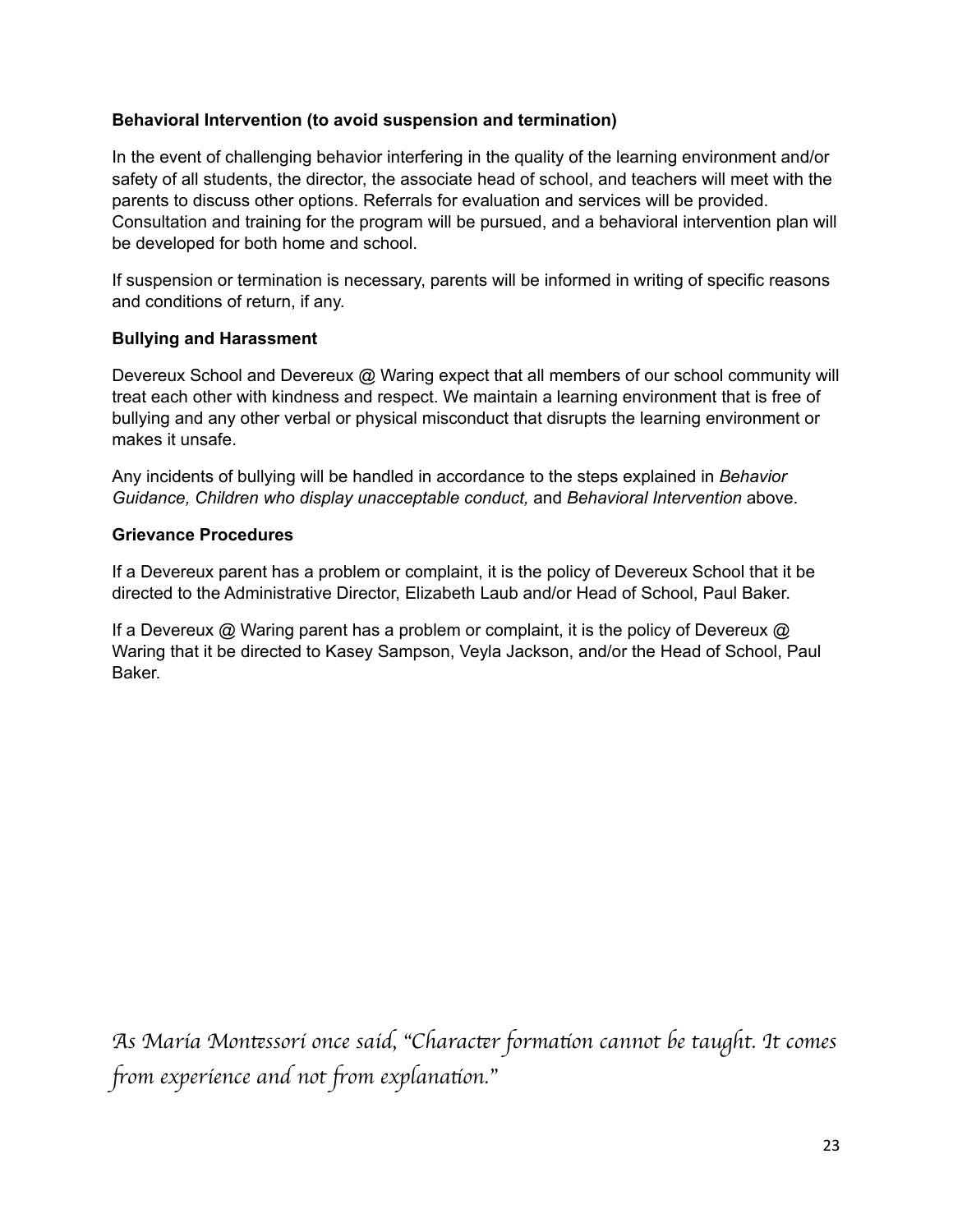**Behavioral Intervention (to avoid suspension and termination)**

In the event of challenging behavior interfering in the quality of the learning environment and/or safety of all students, the director, the associate head of school, and teachers will meet with the parents to discuss other options. Referrals for evaluation and services will be provided. Consultation and training for the program will be pursued, and a behavioral intervention plan will be developed for both home and school.

If suspension or termination is necessary, parents will be informed in writing of specific reasons and conditions of return, if any.

**Bullying and Harassment**

Devereux School and Devereux @ Waring expect that all members of our school community will treat each other with kindness and respect. We maintain a learning environment that is free of bullying and any other verbal or physical misconduct that disrupts the learning environment or makes it unsafe.

Any incidents of bullying will be handled in accordance to the steps explained in *Behavior Guidance, Children who display unacceptable conduct,* and *Behavioral Intervention* above.

**Grievance Procedures**

If a Devereux parent has a problem or complaint, it is the policy of Devereux School that it be directed to the Administrative Director, Elizabeth Laub and/or Head of School, Paul Baker.

If a Devereux @ Waring parent has a problem or complaint, it is the policy of Devereux @ Waring that it be directed to Kasey Sampson, Veyla Jackson, and/or the Head of School, Paul Baker.

*As Maria Montessori once said, "Character formation cannot be taught. It comes from experience and not from explanation."*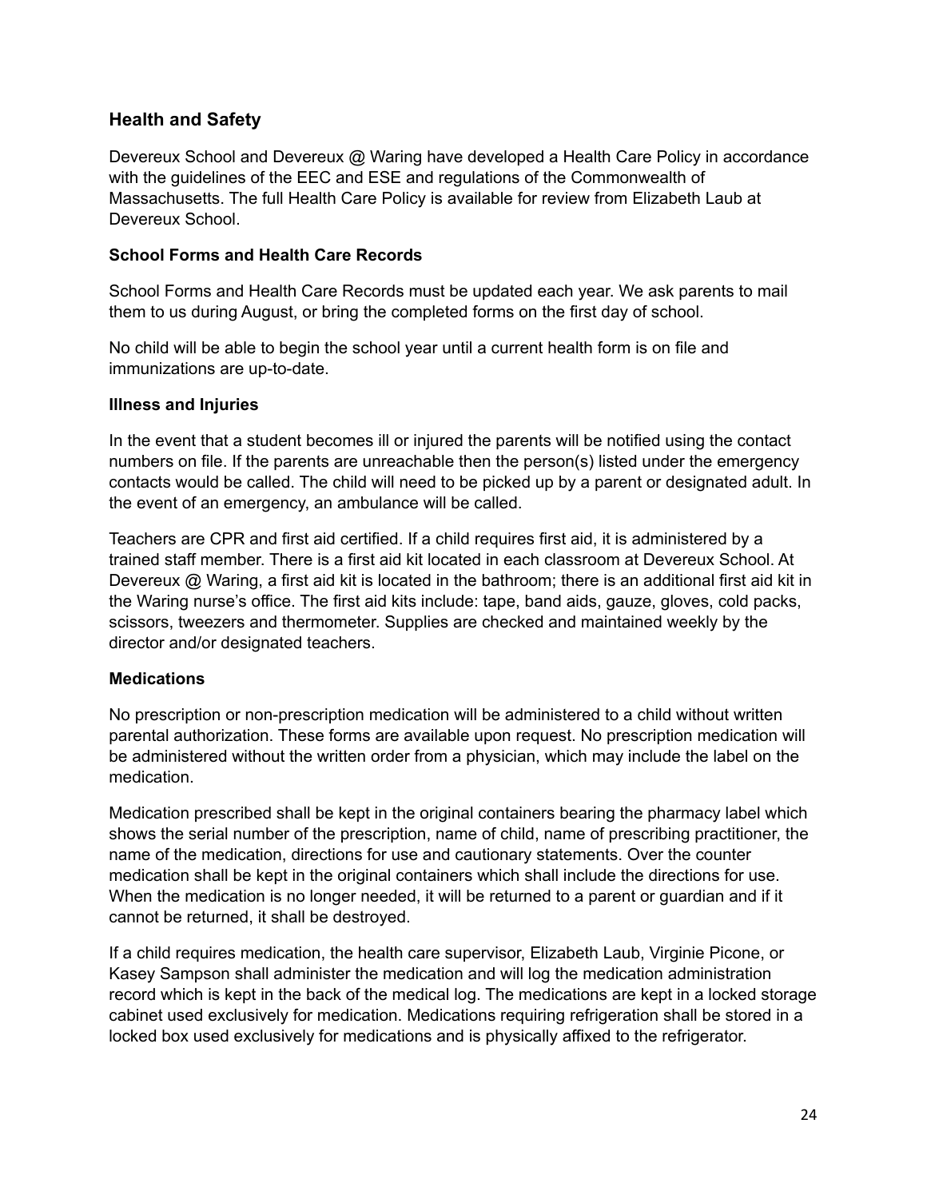## Health and Safety

Devereux School and Devereux @ Waring have developed a Health Care Policy in accordance with the guidelines of the EEC and ESE and regulations of the Commonwealth of Massachusetts. The full Health Care Policy is available for review from Elizabeth Laub at Devereux School.

### School Forms and Health Care Records

School Forms and Health Care Records must be updated each year. We ask parents to mail them to us during August, or bring the completed forms on the first day of school.

No child will be able to begin the school year until a current health form is on file and immunizations are up-to-date.

### Illness and Injuries

In the event that a student becomes ill or injured the parents will be notified using the contact numbers on file. If the parents are unreachable then the person(s) listed under the emergency contacts would be called. The child will need to be picked up by a parent or designated adult. In the event of an emergency, an ambulance will be called.

Teachers are CPR and first aid certified. If a child requires first aid, it is administered by a trained staff member. There is a first aid kit located in each classroom at Devereux School. At Devereux @ Waring, a first aid kit is located in the bathroom; there is an additional first aid kit in the Waring nurse's office. The first aid kits include: tape, band aids, gauze, gloves, cold packs, scissors, tweezers and thermometer. Supplies are checked and maintained weekly by the director and/or designated teachers.

### Medications

No prescription or non-prescription medication will be administered to a child without written parental authorization. These forms are available upon request. No prescription medication will be administered without the written order from a physician, which may include the label on the medication.

Medication prescribed shall be kept in the original containers bearing the pharmacy label which shows the serial number of the prescription, name of child, name of prescribing practitioner, the name of the medication, directions for use and cautionary statements. Over the counter medication shall be kept in the original containers which shall include the directions for use. When the medication is no longer needed, it will be returned to a parent or guardian and if it cannot be returned, it shall be destroyed.

If a child requires medication, the health care supervisor, Elizabeth Laub, Virginie Picone, or Kasey Sampson shall administer the medication and will log the medication administration record which is kept in the back of the medical log. The medications are kept in a locked storage cabinet used exclusively for medication. Medications requiring refrigeration shall be stored in a locked box used exclusively for medications and is physically affixed to the refrigerator.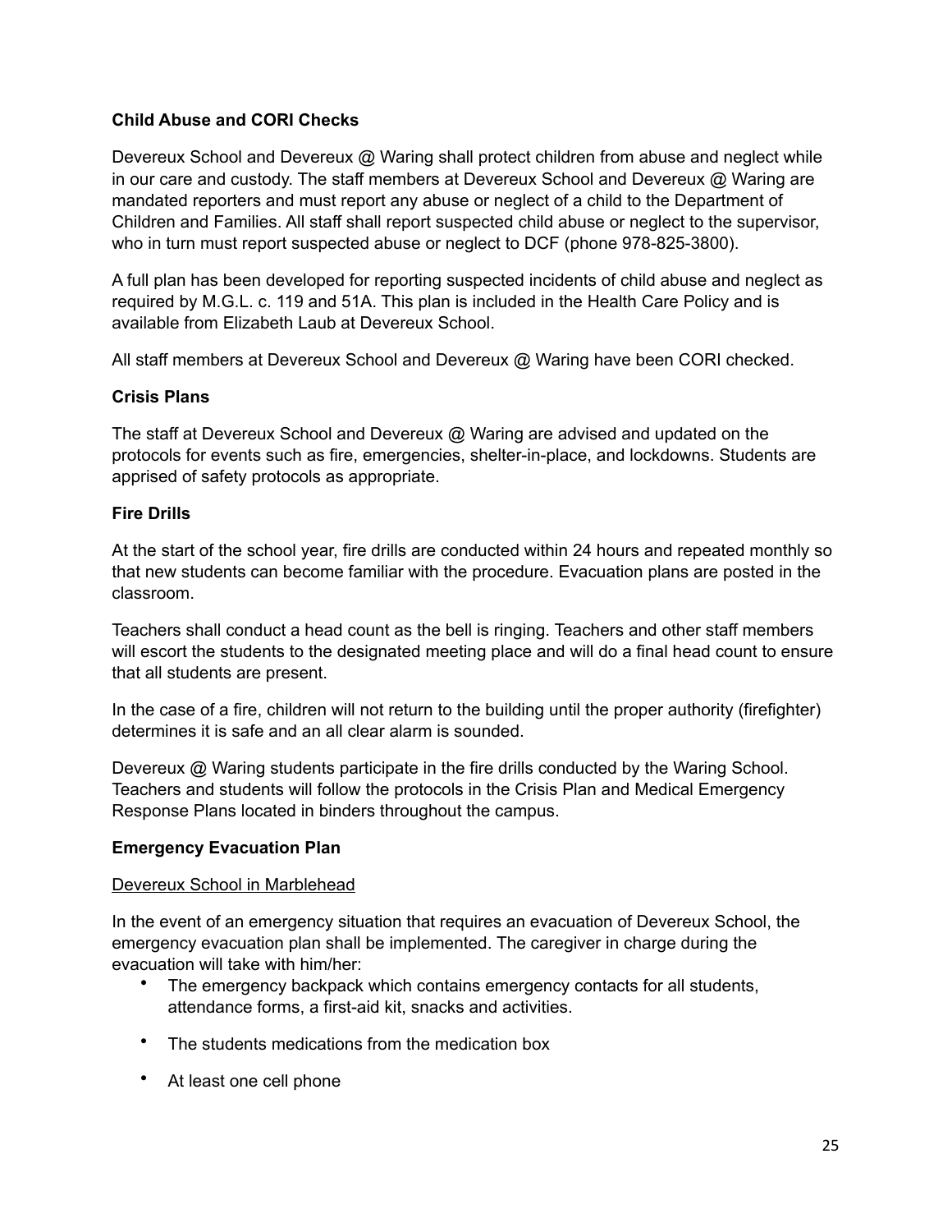**Child Abuse and CORI Checks**

Devereux School and Devereux @ Waring shall protect children from abuse and neglect while in our care and custody. The staff members at Devereux School and Devereux @ Waring are mandated reporters and must report any abuse or neglect of a child to the Department of Children and Families. All staff shall report suspected child abuse or neglect to the supervisor, who in turn must report suspected abuse or neglect to DCF (phone 978-825-3800).

A full plan has been developed for reporting suspected incidents of child abuse and neglect as required by M.G.L. c. 119 and 51A. This plan is included in the Health Care Policy and is available from Elizabeth Laub at Devereux School.

All staff members at Devereux School and Devereux @ Waring have been CORI checked.

**Crisis Plans**

The staff at Devereux School and Devereux @ Waring are advised and updated on the protocols for events such as fire, emergencies, shelter-in-place, and lockdowns. Students are apprised of safety protocols as appropriate.

**Fire Drills**

At the start of the school year, fire drills are conducted within 24 hours and repeated monthly so that new students can become familiar with the procedure. Evacuation plans are posted in the classroom.

Teachers shall conduct a head count as the bell is ringing. Teachers and other staff members will escort the students to the designated meeting place and will do a final head count to ensure that all students are present.

In the case of a fire, children will not return to the building until the proper authority (firefighter) determines it is safe and an all clear alarm is sounded.

Devereux @ Waring students participate in the fire drills conducted by the Waring School. Teachers and students will follow the protocols in the Crisis Plan and Medical Emergency Response Plans located in binders throughout the campus.

**Emergency Evacuation Plan**

<u>Devereux School in Marblehead</u>

In the event of an emergency situation that requires an evacuation of Devereux School, the emergency evacuation plan shall be implemented. The caregiver in charge during the evacuation will take with him/her:

- The emergency backpack which contains emergency contacts for all students, attendance forms, a first-aid kit, snacks and activities.
- The students medications from the medication box
- At least one cell phone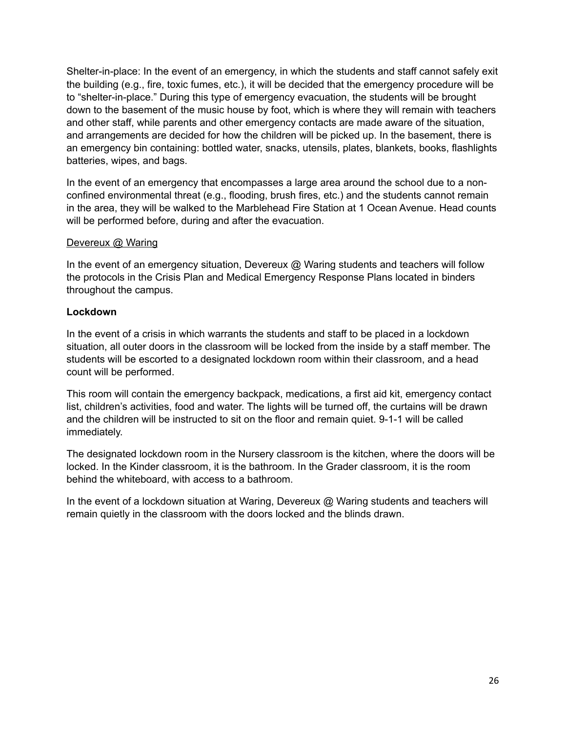Shelter-in-place: In the event of an emergency, in which the students and staff cannot safely exit the building (e.g., fire, toxic fumes, etc.), it will be decided that the emergency procedure will be to "shelter-in-place." During this type of emergency evacuation, the students will be brought down to the basement of the music house by foot, which is where they will remain with teachers and other staff, while parents and other emergency contacts are made aware of the situation, and arrangements are decided for how the children will be picked up. In the basement, there is an emergency bin containing: bottled water, snacks, utensils, plates, blankets, books, flashlights batteries, wipes, and bags.

In the event of an emergency that encompasses a large area around the school due to a non-confined environmental threat (e.g., flooding, brush fires, etc.) and the students cannot remain in the area, they will be walked to the Marblehead Fire Station at 1 Ocean Avenue. Head counts will be performed before, during and after the evacuation.

<u>Devereux @ Waring</u>

In the event of an emergency situation, Devereux @ Waring students and teachers will follow the protocols in the Crisis Plan and Medical Emergency Response Plans located in binders throughout the campus.

**Lockdown**

In the event of a crisis in which warrants the students and staff to be placed in a lockdown situation, all outer doors in the classroom will be locked from the inside by a staff member. The students will be escorted to a designated lockdown room within their classroom, and a head count will be performed.

This room will contain the emergency backpack, medications, a first aid kit, emergency contact list, children's activities, food and water. The lights will be turned off, the curtains will be drawn and the children will be instructed to sit on the floor and remain quiet. 9-1-1 will be called immediately.

The designated lockdown room in the Nursery classroom is the kitchen, where the doors will be locked. In the Kinder classroom, it is the bathroom. In the Grader classroom, it is the room behind the whiteboard, with access to a bathroom.

In the event of a lockdown situation at Waring, Devereux @ Waring students and teachers will remain quietly in the classroom with the doors locked and the blinds drawn.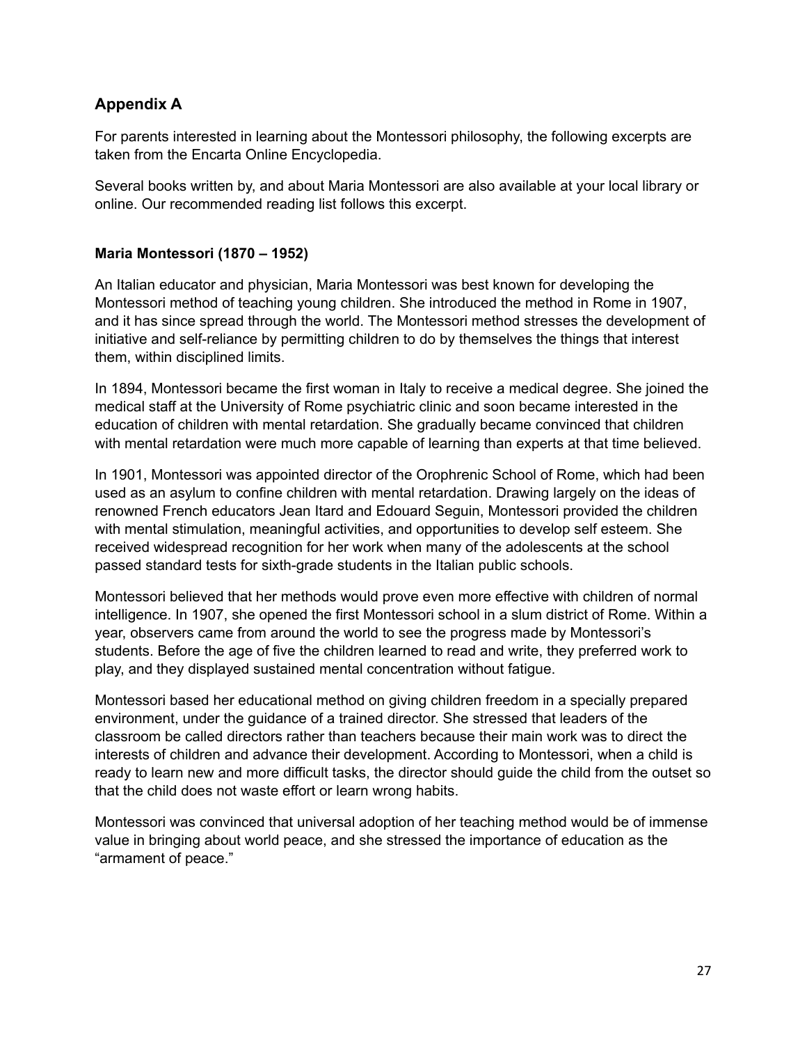## Appendix A

For parents interested in learning about the Montessori philosophy, the following excerpts are taken from the Encarta Online Encyclopedia.

Several books written by, and about Maria Montessori are also available at your local library or online. Our recommended reading list follows this excerpt.

### Maria Montessori (1870 – 1952)

An Italian educator and physician, Maria Montessori was best known for developing the Montessori method of teaching young children. She introduced the method in Rome in 1907, and it has since spread through the world. The Montessori method stresses the development of initiative and self-reliance by permitting children to do by themselves the things that interest them, within disciplined limits.

In 1894, Montessori became the first woman in Italy to receive a medical degree. She joined the medical staff at the University of Rome psychiatric clinic and soon became interested in the education of children with mental retardation. She gradually became convinced that children with mental retardation were much more capable of learning than experts at that time believed.

In 1901, Montessori was appointed director of the Orophrenic School of Rome, which had been used as an asylum to confine children with mental retardation. Drawing largely on the ideas of renowned French educators Jean Itard and Edouard Seguin, Montessori provided the children with mental stimulation, meaningful activities, and opportunities to develop self esteem. She received widespread recognition for her work when many of the adolescents at the school passed standard tests for sixth-grade students in the Italian public schools.

Montessori believed that her methods would prove even more effective with children of normal intelligence. In 1907, she opened the first Montessori school in a slum district of Rome. Within a year, observers came from around the world to see the progress made by Montessori's students. Before the age of five the children learned to read and write, they preferred work to play, and they displayed sustained mental concentration without fatigue.

Montessori based her educational method on giving children freedom in a specially prepared environment, under the guidance of a trained director. She stressed that leaders of the classroom be called directors rather than teachers because their main work was to direct the interests of children and advance their development. According to Montessori, when a child is ready to learn new and more difficult tasks, the director should guide the child from the outset so that the child does not waste effort or learn wrong habits.

Montessori was convinced that universal adoption of her teaching method would be of immense value in bringing about world peace, and she stressed the importance of education as the "armament of peace."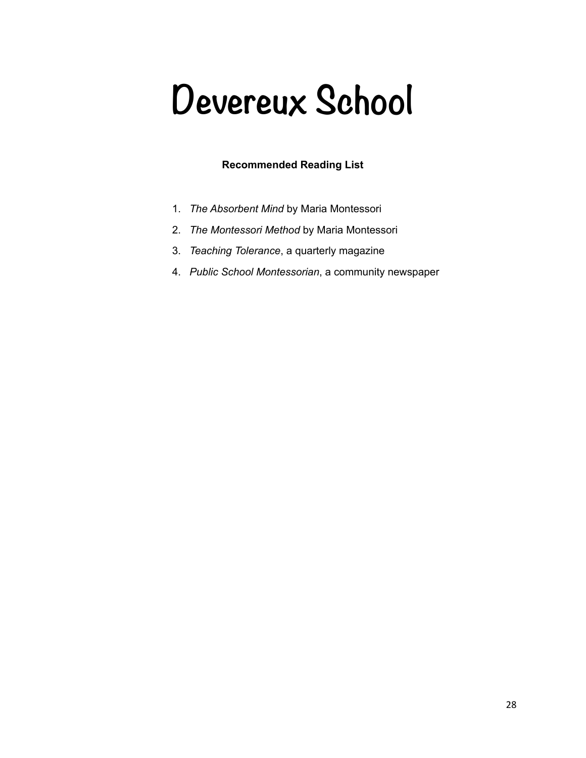# Devereux School

**Recommended Reading List**

1. *The Absorbent Mind* by Maria Montessori
2. *The Montessori Method* by Maria Montessori
3. *Teaching Tolerance*, a quarterly magazine
4. *Public School Montessorian*, a community newspaper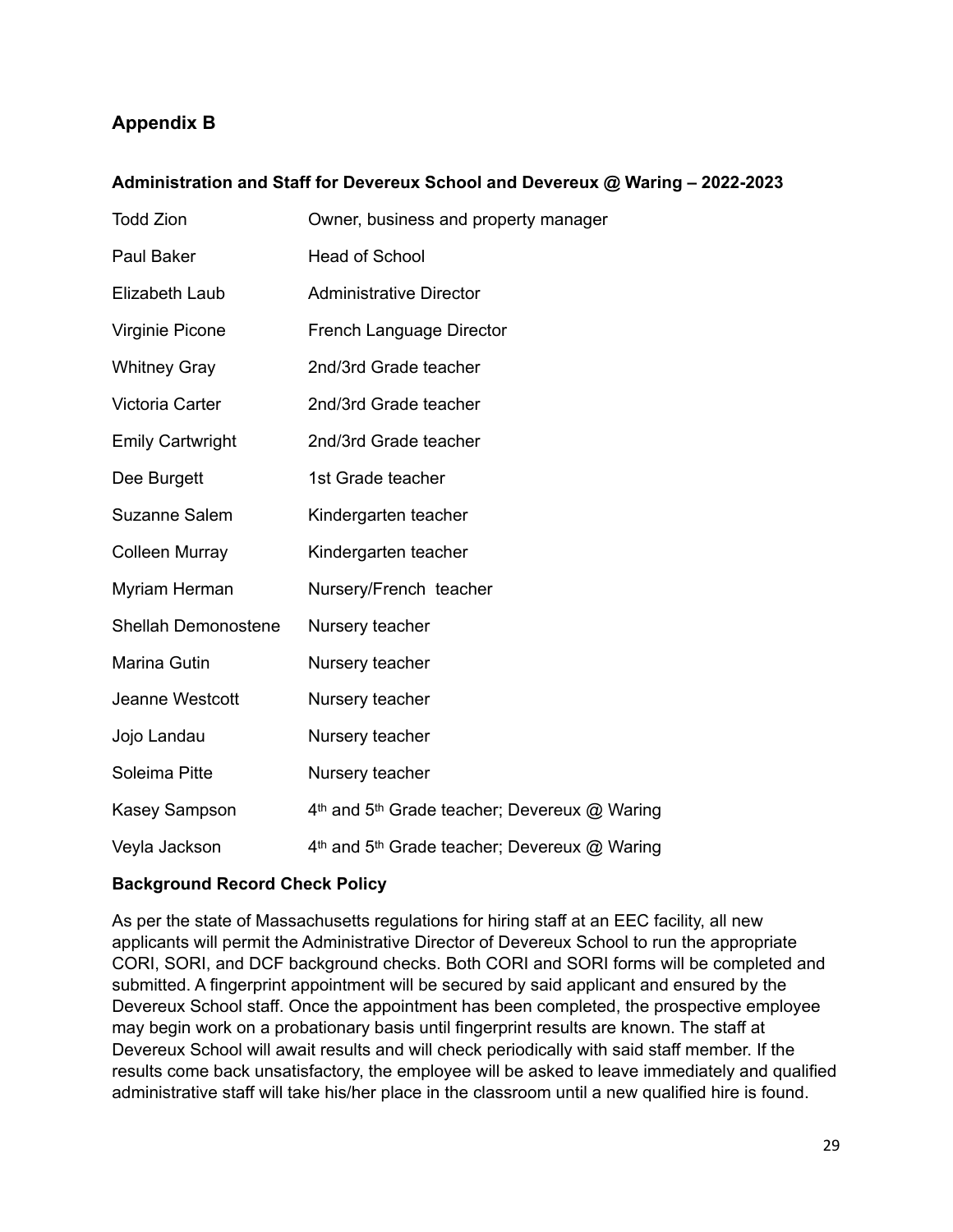## Appendix B

### Administration and Staff for Devereux School and Devereux @ Waring – 2022-2023

| | |
|---|---|
| Todd Zion | Owner, business and property manager |
| Paul Baker | Head of School |
| Elizabeth Laub | Administrative Director |
| Virginie Picone | French Language Director |
| Whitney Gray | 2nd/3rd Grade teacher |
| Victoria Carter | 2nd/3rd Grade teacher |
| Emily Cartwright | 2nd/3rd Grade teacher |
| Dee Burgett | 1st Grade teacher |
| Suzanne Salem | Kindergarten teacher |
| Colleen Murray | Kindergarten teacher |
| Myriam Herman | Nursery/French teacher |
| Shellah Demonostene | Nursery teacher |
| Marina Gutin | Nursery teacher |
| Jeanne Westcott | Nursery teacher |
| Jojo Landau | Nursery teacher |
| Soleima Pitte | Nursery teacher |
| Kasey Sampson | 4th and 5th Grade teacher; Devereux @ Waring |
| Veyla Jackson | 4th and 5th Grade teacher; Devereux @ Waring |

### Background Record Check Policy

As per the state of Massachusetts regulations for hiring staff at an EEC facility, all new applicants will permit the Administrative Director of Devereux School to run the appropriate CORI, SORI, and DCF background checks. Both CORI and SORI forms will be completed and submitted. A fingerprint appointment will be secured by said applicant and ensured by the Devereux School staff. Once the appointment has been completed, the prospective employee may begin work on a probationary basis until fingerprint results are known. The staff at Devereux School will await results and will check periodically with said staff member. If the results come back unsatisfactory, the employee will be asked to leave immediately and qualified administrative staff will take his/her place in the classroom until a new qualified hire is found.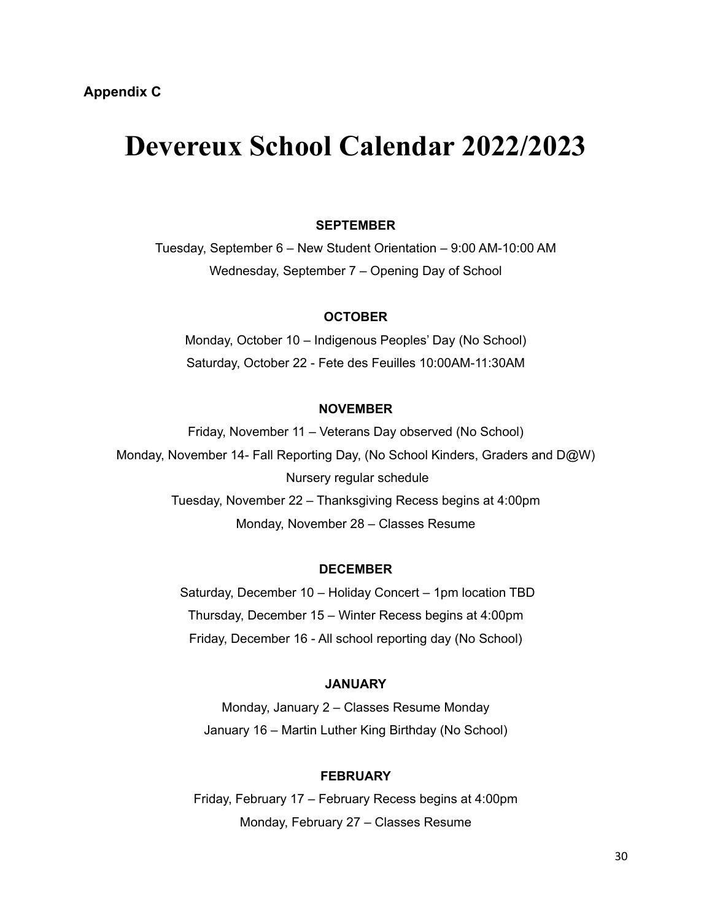**Appendix C**

# Devereux School Calendar 2022/2023

**SEPTEMBER**

Tuesday, September 6 – New Student Orientation – 9:00 AM-10:00 AM

Wednesday, September 7 – Opening Day of School

**OCTOBER**

Monday, October 10 – Indigenous Peoples' Day (No School)

Saturday, October 22 - Fete des Feuilles 10:00AM-11:30AM

**NOVEMBER**

Friday, November 11 – Veterans Day observed (No School)

Monday, November 14- Fall Reporting Day, (No School Kinders, Graders and D@W)

Nursery regular schedule

Tuesday, November 22 – Thanksgiving Recess begins at 4:00pm

Monday, November 28 – Classes Resume

**DECEMBER**

Saturday, December 10 – Holiday Concert – 1pm location TBD

Thursday, December 15 – Winter Recess begins at 4:00pm

Friday, December 16 - All school reporting day (No School)

**JANUARY**

Monday, January 2 – Classes Resume Monday

January 16 – Martin Luther King Birthday (No School)

**FEBRUARY**

Friday, February 17 – February Recess begins at 4:00pm

Monday, February 27 – Classes Resume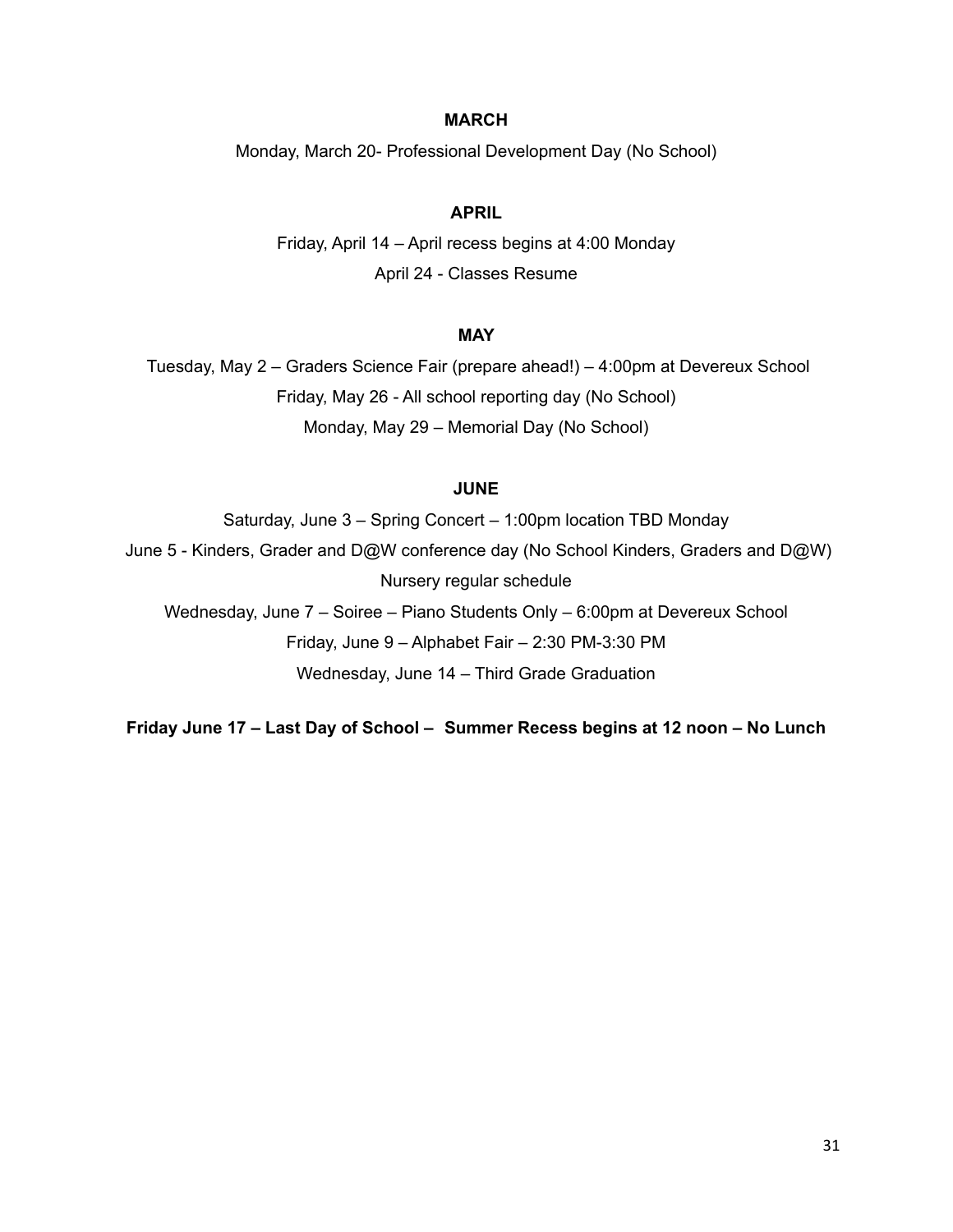**MARCH**

Monday, March 20- Professional Development Day (No School)

**APRIL**

Friday, April 14 – April recess begins at 4:00 Monday

April 24 - Classes Resume

**MAY**

Tuesday, May 2 – Graders Science Fair (prepare ahead!) – 4:00pm at Devereux School

Friday, May 26 - All school reporting day (No School)

Monday, May 29 – Memorial Day (No School)

**JUNE**

Saturday, June 3 – Spring Concert – 1:00pm location TBD Monday

June 5 - Kinders, Grader and D@W conference day (No School Kinders, Graders and D@W)

Nursery regular schedule

Wednesday, June 7 – Soiree – Piano Students Only – 6:00pm at Devereux School

Friday, June 9 – Alphabet Fair – 2:30 PM-3:30 PM

Wednesday, June 14 – Third Grade Graduation

**Friday June 17 – Last Day of School – Summer Recess begins at 12 noon – No Lunch**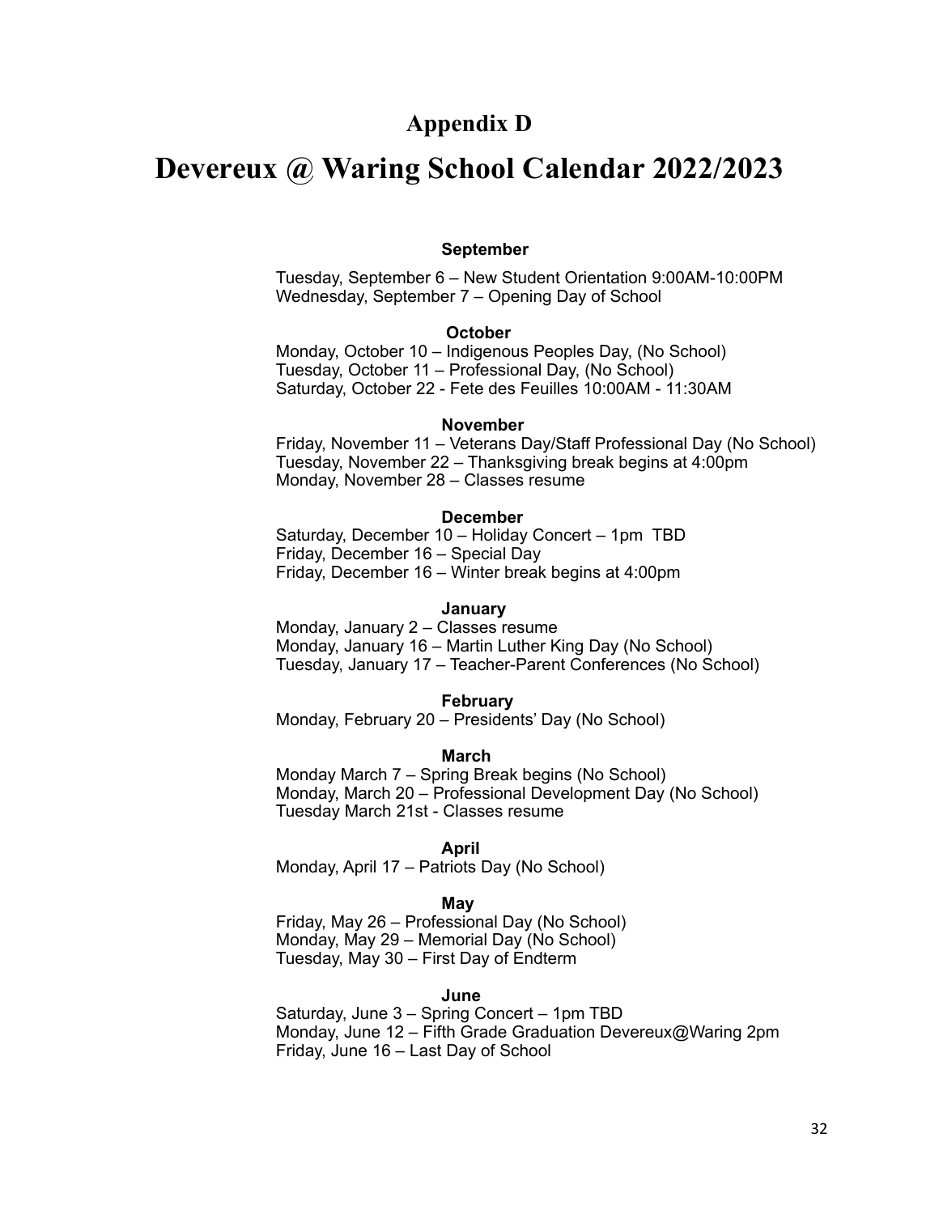## Appendix D

# Devereux @ Waring School Calendar 2022/2023

**September**

Tuesday, September 6 – New Student Orientation 9:00AM-10:00PM
Wednesday, September 7 – Opening Day of School

**October**

Monday, October 10 – Indigenous Peoples Day, (No School)
Tuesday, October 11 – Professional Day, (No School)
Saturday, October 22 - Fete des Feuilles 10:00AM - 11:30AM

**November**

Friday, November 11 – Veterans Day/Staff Professional Day (No School)
Tuesday, November 22 – Thanksgiving break begins at 4:00pm
Monday, November 28 – Classes resume

**December**

Saturday, December 10 – Holiday Concert – 1pm TBD
Friday, December 16 – Special Day
Friday, December 16 – Winter break begins at 4:00pm

**January**

Monday, January 2 – Classes resume
Monday, January 16 – Martin Luther King Day (No School)
Tuesday, January 17 – Teacher-Parent Conferences (No School)

**February**

Monday, February 20 – Presidents' Day (No School)

**March**

Monday March 7 – Spring Break begins (No School)
Monday, March 20 – Professional Development Day (No School)
Tuesday March 21st - Classes resume

**April**

Monday, April 17 – Patriots Day (No School)

**May**

Friday, May 26 – Professional Day (No School)
Monday, May 29 – Memorial Day (No School)
Tuesday, May 30 – First Day of Endterm

**June**

Saturday, June 3 – Spring Concert – 1pm TBD
Monday, June 12 – Fifth Grade Graduation Devereux@Waring 2pm
Friday, June 16 – Last Day of School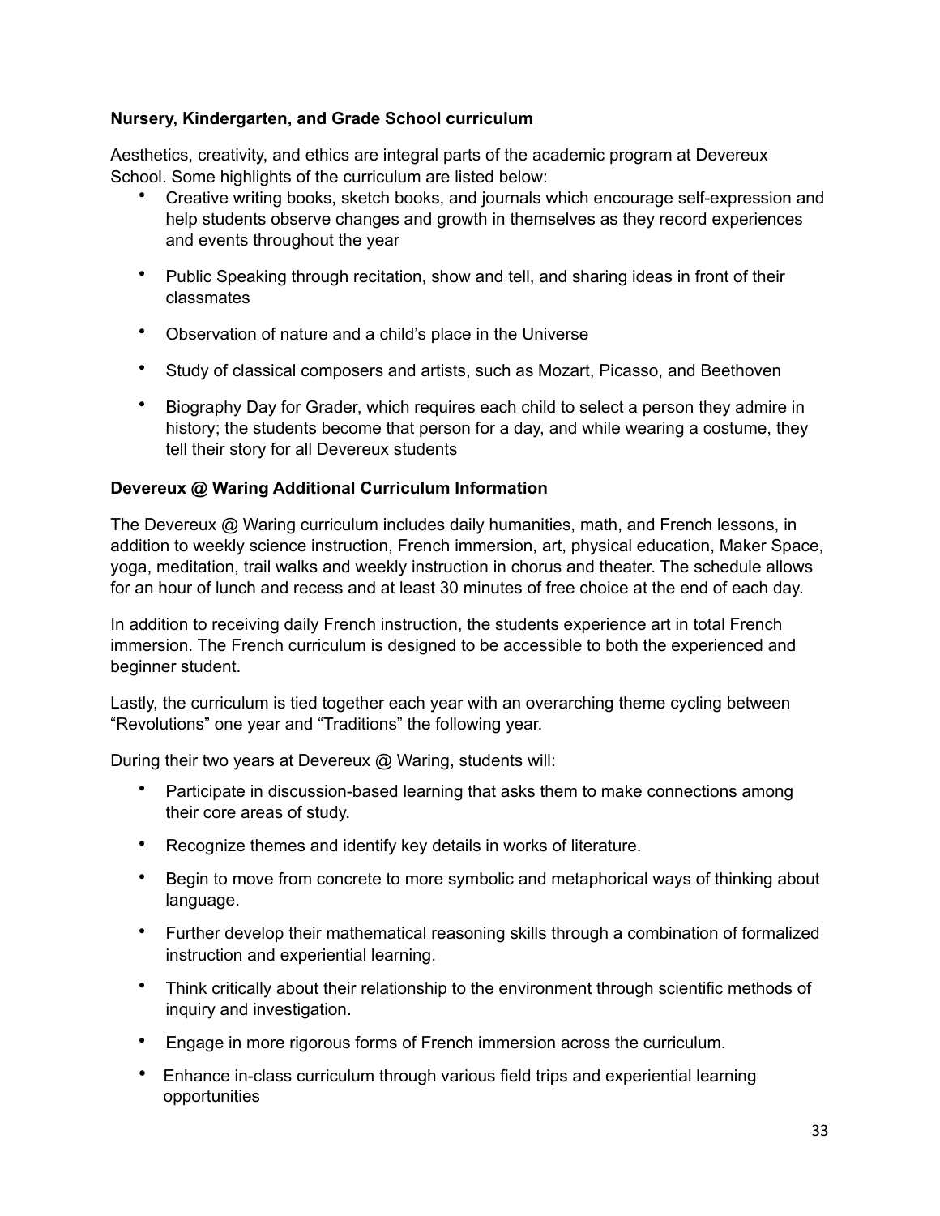**Nursery, Kindergarten, and Grade School curriculum**

Aesthetics, creativity, and ethics are integral parts of the academic program at Devereux School. Some highlights of the curriculum are listed below:

- Creative writing books, sketch books, and journals which encourage self-expression and help students observe changes and growth in themselves as they record experiences and events throughout the year
- Public Speaking through recitation, show and tell, and sharing ideas in front of their classmates
- Observation of nature and a child's place in the Universe
- Study of classical composers and artists, such as Mozart, Picasso, and Beethoven
- Biography Day for Grader, which requires each child to select a person they admire in history; the students become that person for a day, and while wearing a costume, they tell their story for all Devereux students

**Devereux @ Waring Additional Curriculum Information**

The Devereux @ Waring curriculum includes daily humanities, math, and French lessons, in addition to weekly science instruction, French immersion, art, physical education, Maker Space, yoga, meditation, trail walks and weekly instruction in chorus and theater. The schedule allows for an hour of lunch and recess and at least 30 minutes of free choice at the end of each day.

In addition to receiving daily French instruction, the students experience art in total French immersion. The French curriculum is designed to be accessible to both the experienced and beginner student.

Lastly, the curriculum is tied together each year with an overarching theme cycling between "Revolutions" one year and "Traditions" the following year.

During their two years at Devereux @ Waring, students will:

- Participate in discussion-based learning that asks them to make connections among their core areas of study.
- Recognize themes and identify key details in works of literature.
- Begin to move from concrete to more symbolic and metaphorical ways of thinking about language.
- Further develop their mathematical reasoning skills through a combination of formalized instruction and experiential learning.
- Think critically about their relationship to the environment through scientific methods of inquiry and investigation.
- Engage in more rigorous forms of French immersion across the curriculum.
- Enhance in-class curriculum through various field trips and experiential learning opportunities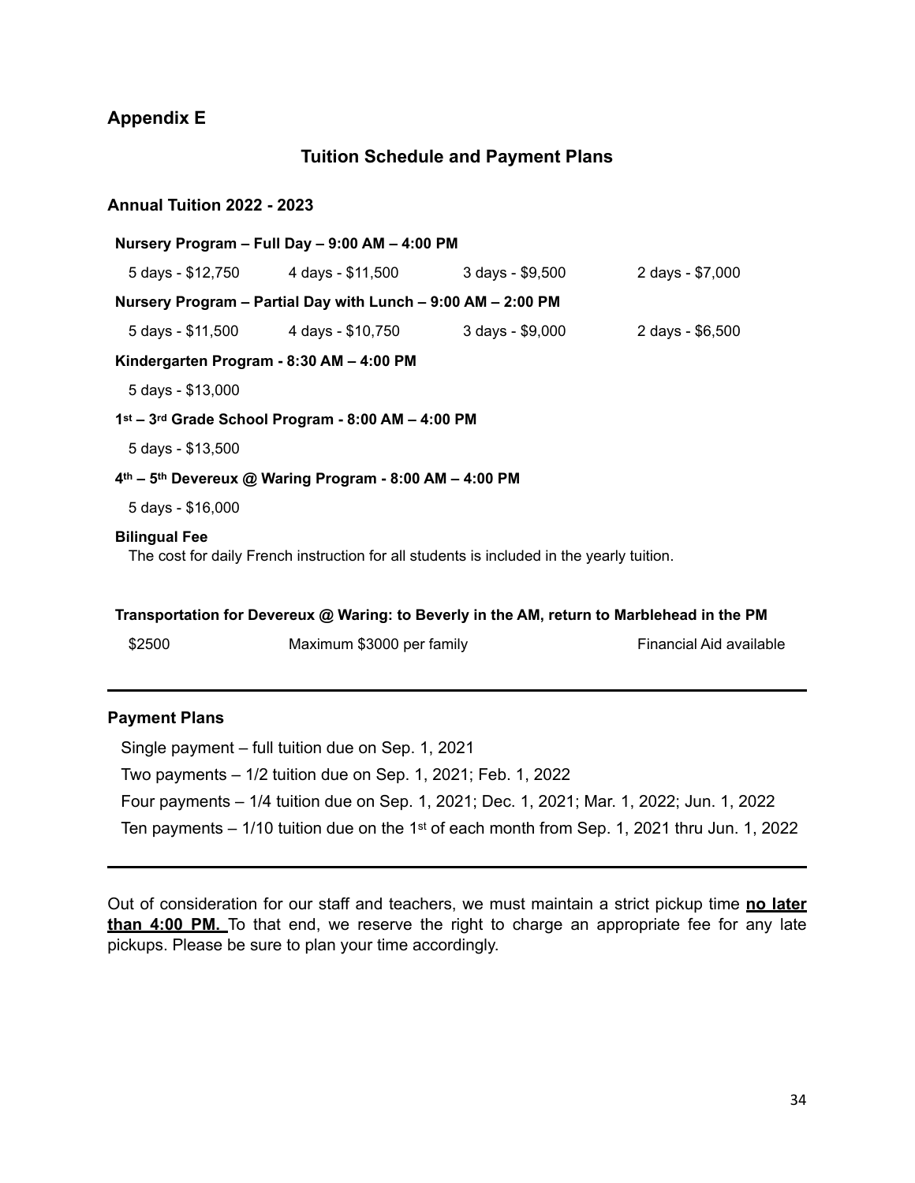## Appendix E

### Tuition Schedule and Payment Plans

**Annual Tuition 2022 - 2023**

**Nursery Program – Full Day – 9:00 AM – 4:00 PM**

| | | | |
|---|---|---|---|
| 5 days - $12,750 | 4 days - $11,500 | 3 days - $9,500 | 2 days - $7,000 |

**Nursery Program – Partial Day with Lunch – 9:00 AM – 2:00 PM**

| | | | |
|---|---|---|---|
| 5 days - $11,500 | 4 days - $10,750 | 3 days - $9,000 | 2 days - $6,500 |

**Kindergarten Program - 8:30 AM – 4:00 PM**

5 days - $13,000

**1st – 3rd Grade School Program - 8:00 AM – 4:00 PM**

5 days - $13,500

**4th – 5th Devereux @ Waring Program - 8:00 AM – 4:00 PM**

5 days - $16,000

**Bilingual Fee**

The cost for daily French instruction for all students is included in the yearly tuition.

**Transportation for Devereux @ Waring: to Beverly in the AM, return to Marblehead in the PM**

| | | |
|---|---|---|
| $2500 | Maximum $3000 per family | Financial Aid available |

---

**Payment Plans**

Single payment – full tuition due on Sep. 1, 2021

Two payments – 1/2 tuition due on Sep. 1, 2021; Feb. 1, 2022

Four payments – 1/4 tuition due on Sep. 1, 2021; Dec. 1, 2021; Mar. 1, 2022; Jun. 1, 2022

Ten payments – 1/10 tuition due on the 1st of each month from Sep. 1, 2021 thru Jun. 1, 2022

---

Out of consideration for our staff and teachers, we must maintain a strict pickup time **no later than 4:00 PM.** To that end, we reserve the right to charge an appropriate fee for any late pickups. Please be sure to plan your time accordingly.